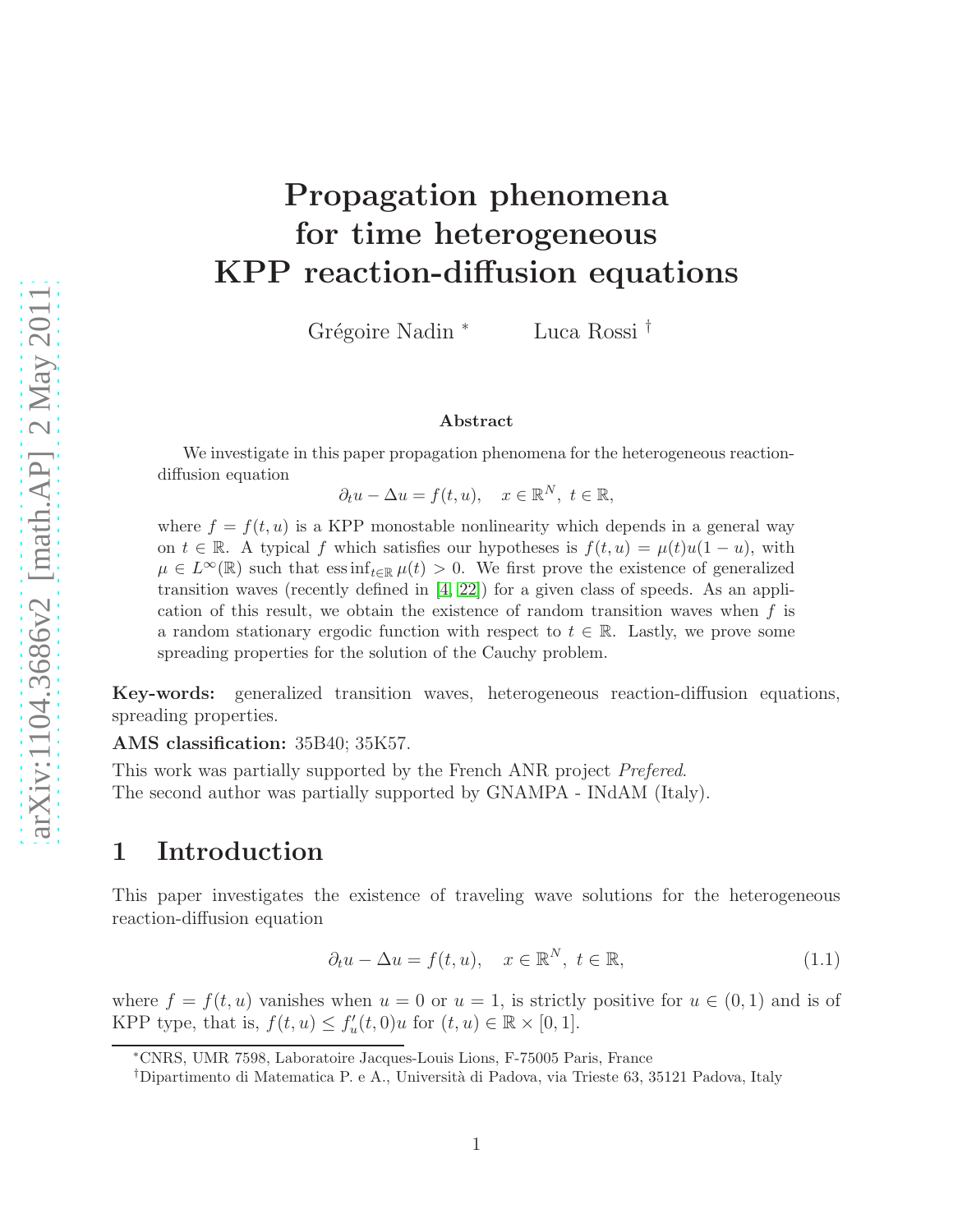# Propagation phenomena for time heterogeneous KPP reaction-diffusion equations

Grégoire Nadin [*] Luca Rossi [†]

### Abstract

We investigate in this paper propagation phenomena for the heterogeneous reaction-diffusion equation

$$\partial_t u - \Delta u = f(t,u), \quad x \in \mathbb{R}^N,\ t \in \mathbb{R},$$

where $f = f(t,u)$ is a KPP monostable nonlinearity which depends in a general way on $t \in \mathbb{R}$. A typical $f$ which satisfies our hypotheses is $f(t,u) = \mu(t)u(1-u)$, with $\mu \in L^\infty(\mathbb{R})$ such that $\operatorname{ess\,inf}_{t\in\mathbb{R}} \mu(t) > 0$. We first prove the existence of generalized transition waves (recently defined in [4, 22]) for a given class of speeds. As an application of this result, we obtain the existence of random transition waves when $f$ is a random stationary ergodic function with respect to $t \in \mathbb{R}$. Lastly, we prove some spreading properties for the solution of the Cauchy problem.

**Key-words:** generalized transition waves, heterogeneous reaction-diffusion equations, spreading properties.

**AMS classification:** 35B40; 35K57.

This work was partially supported by the French ANR project *Prefered*.
The second author was partially supported by GNAMPA - INdAM (Italy).

## 1 Introduction

This paper investigates the existence of traveling wave solutions for the heterogeneous reaction-diffusion equation

$$\partial_t u - \Delta u = f(t,u), \quad x \in \mathbb{R}^N,\ t \in \mathbb{R}, \tag{1.1}$$

where $f = f(t,u)$ vanishes when $u = 0$ or $u = 1$, is strictly positive for $u \in (0,1)$ and is of KPP type, that is, $f(t,u) \le f'_u(t,0)u$ for $(t,u) \in \mathbb{R} \times [0,1]$.

[*] CNRS, UMR 7598, Laboratoire Jacques-Louis Lions, F-75005 Paris, France

[†] Dipartimento di Matematica P. e A., Università di Padova, via Trieste 63, 35121 Padova, Italy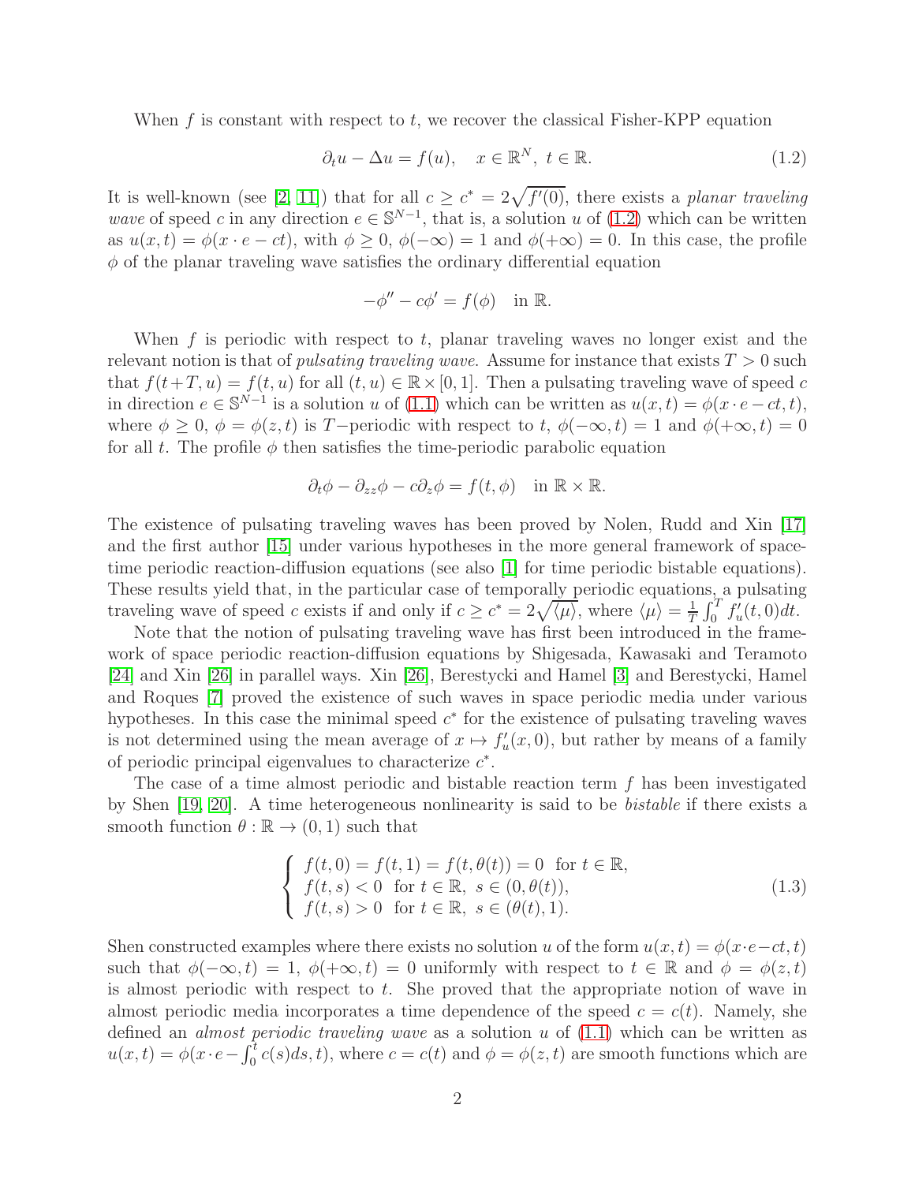When $f$ is constant with respect to $t$, we recover the classical Fisher-KPP equation

$$\partial_t u - \Delta u = f(u), \quad x \in \mathbb{R}^N,\ t \in \mathbb{R}. \tag{1.2}$$

It is well-known (see [2, 11]) that for all $c \geq c^* = 2\sqrt{f'(0)}$, there exists a *planar traveling wave* of speed $c$ in any direction $e \in \mathbb{S}^{N-1}$, that is, a solution $u$ of (1.2) which can be written as $u(x,t) = \phi(x \cdot e - ct)$, with $\phi \geq 0$, $\phi(-\infty) = 1$ and $\phi(+\infty) = 0$. In this case, the profile $\phi$ of the planar traveling wave satisfies the ordinary differential equation

$$-\phi'' - c\phi' = f(\phi) \quad \text{in } \mathbb{R}.$$

When $f$ is periodic with respect to $t$, planar traveling waves no longer exist and the relevant notion is that of *pulsating traveling wave*. Assume for instance that exists $T > 0$ such that $f(t+T, u) = f(t, u)$ for all $(t, u) \in \mathbb{R} \times [0, 1]$. Then a pulsating traveling wave of speed $c$ in direction $e \in \mathbb{S}^{N-1}$ is a solution $u$ of (1.1) which can be written as $u(x,t) = \phi(x \cdot e - ct, t)$, where $\phi \geq 0$, $\phi = \phi(z,t)$ is $T-$periodic with respect to $t$, $\phi(-\infty, t) = 1$ and $\phi(+\infty, t) = 0$ for all $t$. The profile $\phi$ then satisfies the time-periodic parabolic equation

$$\partial_t \phi - \partial_{zz}\phi - c\partial_z \phi = f(t, \phi) \quad \text{in } \mathbb{R} \times \mathbb{R}.$$

The existence of pulsating traveling waves has been proved by Nolen, Rudd and Xin [17] and the first author [15] under various hypotheses in the more general framework of space-time periodic reaction-diffusion equations (see also [1] for time periodic bistable equations). These results yield that, in the particular case of temporally periodic equations, a pulsating traveling wave of speed $c$ exists if and only if $c \geq c^* = 2\sqrt{\langle \mu \rangle}$, where $\langle \mu \rangle = \frac{1}{T}\int_0^T f'_u(t, 0)dt$.

Note that the notion of pulsating traveling wave has first been introduced in the framework of space periodic reaction-diffusion equations by Shigesada, Kawasaki and Teramoto [24] and Xin [26] in parallel ways. Xin [26], Berestycki and Hamel [3] and Berestycki, Hamel and Roques [7] proved the existence of such waves in space periodic media under various hypotheses. In this case the minimal speed $c^*$ for the existence of pulsating traveling waves is not determined using the mean average of $x \mapsto f'_u(x, 0)$, but rather by means of a family of periodic principal eigenvalues to characterize $c^*$.

The case of a time almost periodic and bistable reaction term $f$ has been investigated by Shen [19, 20]. A time heterogeneous nonlinearity is said to be *bistable* if there exists a smooth function $\theta : \mathbb{R} \to (0, 1)$ such that

$$\begin{cases} f(t, 0) = f(t, 1) = f(t, \theta(t)) = 0 \ \text{ for } t \in \mathbb{R}, \\ f(t, s) < 0 \ \text{ for } t \in \mathbb{R},\ s \in (0, \theta(t)), \\ f(t, s) > 0 \ \text{ for } t \in \mathbb{R},\ s \in (\theta(t), 1). \end{cases} \tag{1.3}$$

Shen constructed examples where there exists no solution $u$ of the form $u(x,t) = \phi(x \cdot e - ct, t)$ such that $\phi(-\infty, t) = 1$, $\phi(+\infty, t) = 0$ uniformly with respect to $t \in \mathbb{R}$ and $\phi = \phi(z,t)$ is almost periodic with respect to $t$. She proved that the appropriate notion of wave in almost periodic media incorporates a time dependence of the speed $c = c(t)$. Namely, she defined an *almost periodic traveling wave* as a solution $u$ of (1.1) which can be written as $u(x,t) = \phi(x \cdot e - \int_0^t c(s)ds, t)$, where $c = c(t)$ and $\phi = \phi(z,t)$ are smooth functions which are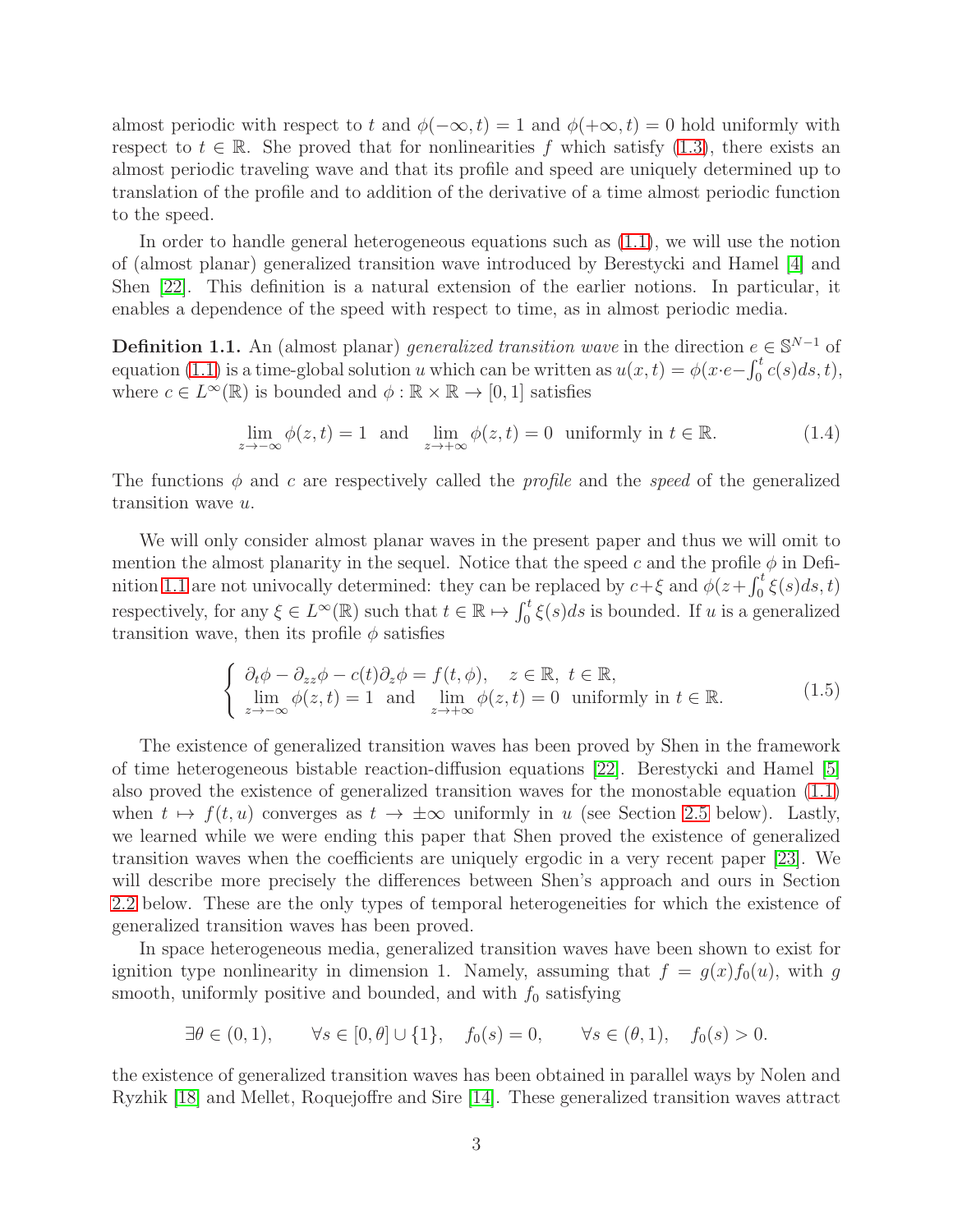almost periodic with respect to $t$ and $\phi(-\infty,t)=1$ and $\phi(+\infty,t)=0$ hold uniformly with respect to $t\in\mathbb{R}$. She proved that for nonlinearities $f$ which satisfy (1.3), there exists an almost periodic traveling wave and that its profile and speed are uniquely determined up to translation of the profile and to addition of the derivative of a time almost periodic function to the speed.

In order to handle general heterogeneous equations such as (1.1), we will use the notion of (almost planar) generalized transition wave introduced by Berestycki and Hamel [4] and Shen [22]. This definition is a natural extension of the earlier notions. In particular, it enables a dependence of the speed with respect to time, as in almost periodic media.

**Definition 1.1.** An (almost planar) *generalized transition wave* in the direction $e\in\mathbb{S}^{N-1}$ of equation (1.1) is a time-global solution $u$ which can be written as $u(x,t)=\phi(x\cdot e-\int_0^t c(s)ds,t)$, where $c\in L^\infty(\mathbb{R})$ is bounded and $\phi:\mathbb{R}\times\mathbb{R}\to[0,1]$ satisfies

$$\lim_{z\to-\infty}\phi(z,t)=1 \quad\text{and}\quad \lim_{z\to+\infty}\phi(z,t)=0 \;\;\text{uniformly in } t\in\mathbb{R}. \tag{1.4}$$

The functions $\phi$ and $c$ are respectively called the *profile* and the *speed* of the generalized transition wave $u$.

We will only consider almost planar waves in the present paper and thus we will omit to mention the almost planarity in the sequel. Notice that the speed $c$ and the profile $\phi$ in Definition 1.1 are not univocally determined: they can be replaced by $c+\xi$ and $\phi(z+\int_0^t\xi(s)ds,t)$ respectively, for any $\xi\in L^\infty(\mathbb{R})$ such that $t\in\mathbb{R}\mapsto\int_0^t\xi(s)ds$ is bounded. If $u$ is a generalized transition wave, then its profile $\phi$ satisfies

$$\begin{cases}\partial_t\phi-\partial_{zz}\phi-c(t)\partial_z\phi=f(t,\phi), & z\in\mathbb{R},\ t\in\mathbb{R},\\ \lim\limits_{z\to-\infty}\phi(z,t)=1 \;\text{ and }\; \lim\limits_{z\to+\infty}\phi(z,t)=0 & \text{uniformly in } t\in\mathbb{R}.\end{cases} \tag{1.5}$$

The existence of generalized transition waves has been proved by Shen in the framework of time heterogeneous bistable reaction-diffusion equations [22]. Berestycki and Hamel [5] also proved the existence of generalized transition waves for the monostable equation (1.1) when $t\mapsto f(t,u)$ converges as $t\to\pm\infty$ uniformly in $u$ (see Section 2.5 below). Lastly, we learned while we were ending this paper that Shen proved the existence of generalized transition waves when the coefficients are uniquely ergodic in a very recent paper [23]. We will describe more precisely the differences between Shen's approach and ours in Section 2.2 below. These are the only types of temporal heterogeneities for which the existence of generalized transition waves has been proved.

In space heterogeneous media, generalized transition waves have been shown to exist for ignition type nonlinearity in dimension 1. Namely, assuming that $f=g(x)f_0(u)$, with $g$ smooth, uniformly positive and bounded, and with $f_0$ satisfying

$$\exists\theta\in(0,1),\qquad \forall s\in[0,\theta]\cup\{1\},\quad f_0(s)=0,\qquad \forall s\in(\theta,1),\quad f_0(s)>0.$$

the existence of generalized transition waves has been obtained in parallel ways by Nolen and Ryzhik [18] and Mellet, Roquejoffre and Sire [14]. These generalized transition waves attract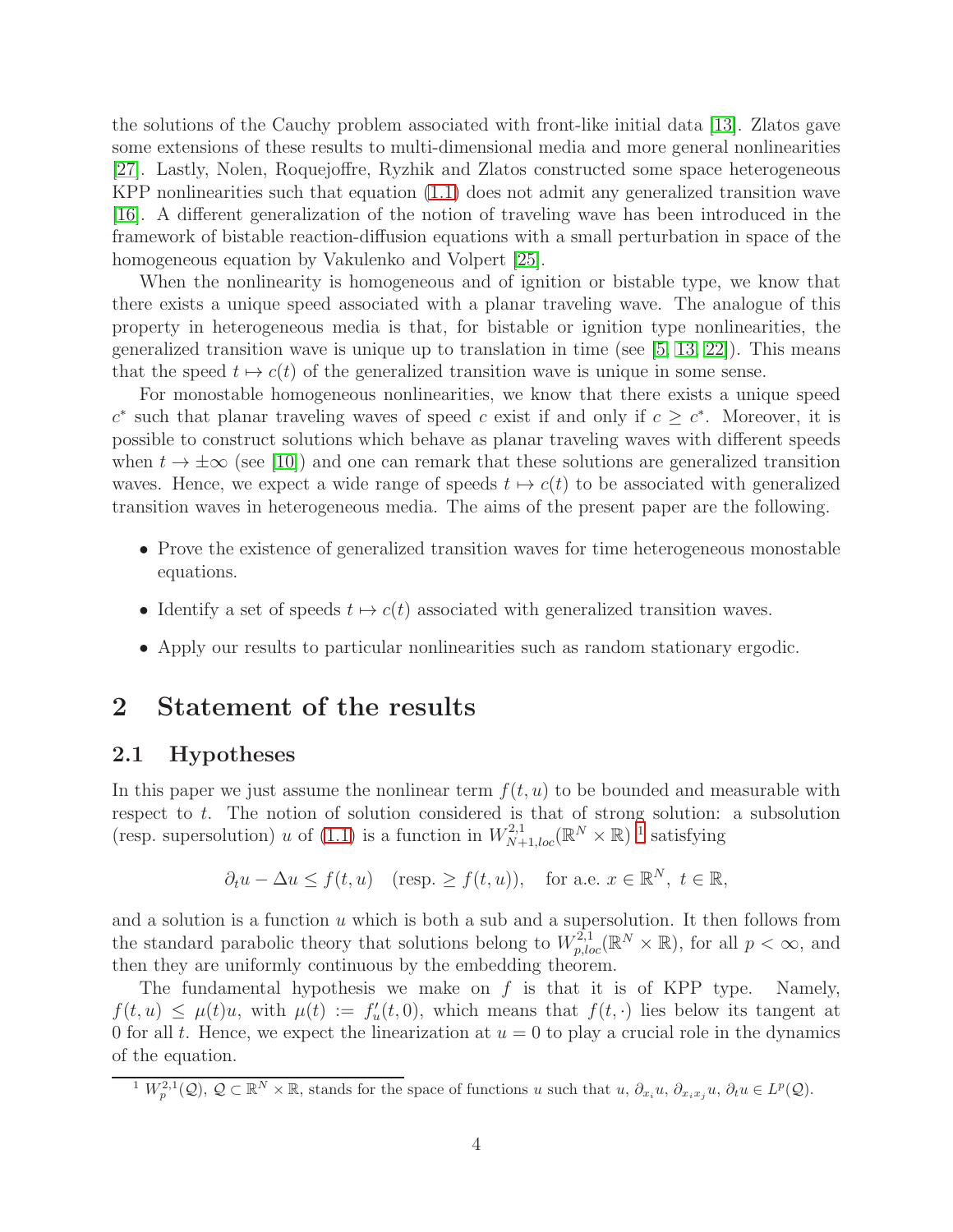the solutions of the Cauchy problem associated with front-like initial data [13]. Zlatos gave some extensions of these results to multi-dimensional media and more general nonlinearities [27]. Lastly, Nolen, Roquejoffre, Ryzhik and Zlatos constructed some space heterogeneous KPP nonlinearities such that equation (1.1) does not admit any generalized transition wave [16]. A different generalization of the notion of traveling wave has been introduced in the framework of bistable reaction-diffusion equations with a small perturbation in space of the homogeneous equation by Vakulenko and Volpert [25].

When the nonlinearity is homogeneous and of ignition or bistable type, we know that there exists a unique speed associated with a planar traveling wave. The analogue of this property in heterogeneous media is that, for bistable or ignition type nonlinearities, the generalized transition wave is unique up to translation in time (see [5, 13, 22]). This means that the speed $t \mapsto c(t)$ of the generalized transition wave is unique in some sense.

For monostable homogeneous nonlinearities, we know that there exists a unique speed $c^*$ such that planar traveling waves of speed $c$ exist if and only if $c \geq c^*$. Moreover, it is possible to construct solutions which behave as planar traveling waves with different speeds when $t \to \pm\infty$ (see [10]) and one can remark that these solutions are generalized transition waves. Hence, we expect a wide range of speeds $t \mapsto c(t)$ to be associated with generalized transition waves in heterogeneous media. The aims of the present paper are the following.

- Prove the existence of generalized transition waves for time heterogeneous monostable equations.
- Identify a set of speeds $t \mapsto c(t)$ associated with generalized transition waves.
- Apply our results to particular nonlinearities such as random stationary ergodic.

# 2 Statement of the results

## 2.1 Hypotheses

In this paper we just assume the nonlinear term $f(t, u)$ to be bounded and measurable with respect to $t$. The notion of solution considered is that of strong solution: a subsolution (resp. supersolution) $u$ of (1.1) is a function in $W^{2,1}_{N+1,loc}(\mathbb{R}^N \times \mathbb{R})$ [1] satisfying

$$\partial_t u - \Delta u \leq f(t, u) \quad (\text{resp.} \geq f(t, u)), \quad \text{for a.e. } x \in \mathbb{R}^N,\ t \in \mathbb{R},$$

and a solution is a function $u$ which is both a sub and a supersolution. It then follows from the standard parabolic theory that solutions belong to $W^{2,1}_{p,loc}(\mathbb{R}^N \times \mathbb{R})$, for all $p < \infty$, and then they are uniformly continuous by the embedding theorem.

The fundamental hypothesis we make on $f$ is that it is of KPP type. Namely, $f(t, u) \leq \mu(t)u$, with $\mu(t) := f'_u(t, 0)$, which means that $f(t, \cdot)$ lies below its tangent at 0 for all $t$. Hence, we expect the linearization at $u = 0$ to play a crucial role in the dynamics of the equation.

[1] $W^{2,1}_p(\mathcal{Q})$, $\mathcal{Q} \subset \mathbb{R}^N \times \mathbb{R}$, stands for the space of functions $u$ such that $u$, $\partial_{x_i} u$, $\partial_{x_i x_j} u$, $\partial_t u \in L^p(\mathcal{Q})$.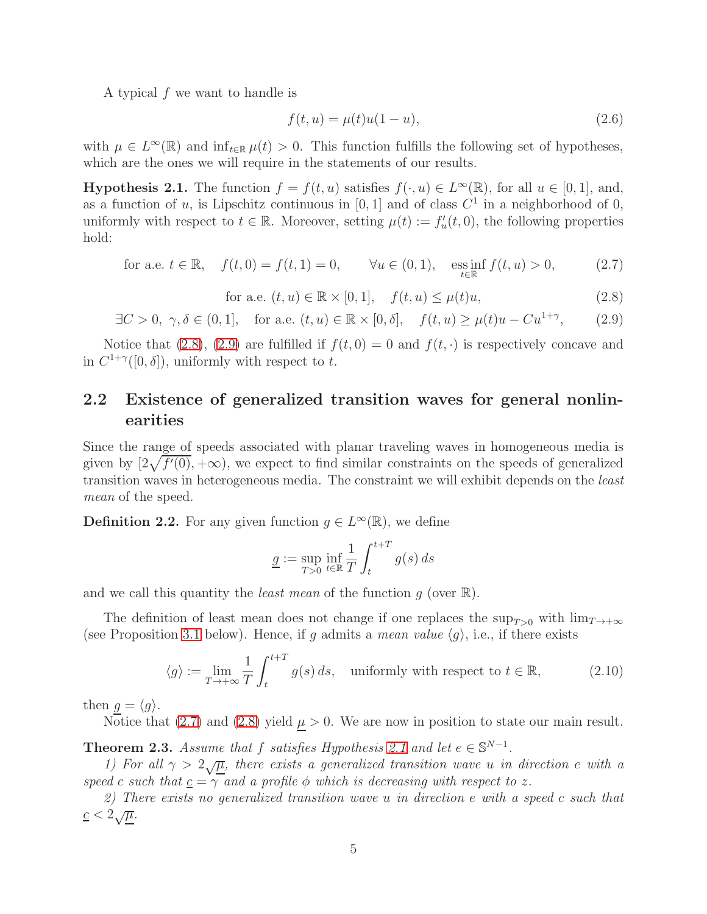A typical $f$ we want to handle is

$$f(t,u) = \mu(t)u(1-u), \tag{2.6}$$

with $\mu \in L^\infty(\mathbb{R})$ and $\inf_{t\in\mathbb{R}} \mu(t) > 0$. This function fulfills the following set of hypotheses, which are the ones we will require in the statements of our results.

**Hypothesis 2.1.** The function $f = f(t,u)$ satisfies $f(\cdot,u) \in L^\infty(\mathbb{R})$, for all $u \in [0,1]$, and, as a function of $u$, is Lipschitz continuous in $[0,1]$ and of class $C^1$ in a neighborhood of 0, uniformly with respect to $t \in \mathbb{R}$. Moreover, setting $\mu(t) := f'_u(t,0)$, the following properties hold:

$$\text{for a.e. } t \in \mathbb{R}, \quad f(t,0) = f(t,1) = 0, \qquad \forall u \in (0,1), \quad \operatorname*{ess\,inf}_{t\in\mathbb{R}} f(t,u) > 0, \tag{2.7}$$

$$\text{for a.e. } (t,u) \in \mathbb{R}\times[0,1], \quad f(t,u) \le \mu(t)u, \tag{2.8}$$

$$\exists C > 0,\ \gamma, \delta \in (0,1], \quad \text{for a.e. } (t,u) \in \mathbb{R}\times[0,\delta], \quad f(t,u) \ge \mu(t)u - Cu^{1+\gamma}, \tag{2.9}$$

Notice that (2.8), (2.9) are fulfilled if $f(t,0) = 0$ and $f(t,\cdot)$ is respectively concave and in $C^{1+\gamma}([0,\delta])$, uniformly with respect to $t$.

## 2.2 Existence of generalized transition waves for general nonlinearities

Since the range of speeds associated with planar traveling waves in homogeneous media is given by $[2\sqrt{f'(0)}, +\infty)$, we expect to find similar constraints on the speeds of generalized transition waves in heterogeneous media. The constraint we will exhibit depends on the *least mean* of the speed.

**Definition 2.2.** For any given function $g \in L^\infty(\mathbb{R})$, we define

$$\underline{g} := \sup_{T>0} \inf_{t\in\mathbb{R}} \frac{1}{T}\int_t^{t+T} g(s)\,ds$$

and we call this quantity the *least mean* of the function $g$ (over $\mathbb{R}$).

The definition of least mean does not change if one replaces the $\sup_{T>0}$ with $\lim_{T\to+\infty}$ (see Proposition 3.1 below). Hence, if $g$ admits a *mean value* $\langle g\rangle$, i.e., if there exists

$$\langle g\rangle := \lim_{T\to+\infty} \frac{1}{T}\int_t^{t+T} g(s)\,ds, \quad \text{uniformly with respect to } t \in \mathbb{R}, \tag{2.10}$$

then $\underline{g} = \langle g\rangle$.

Notice that (2.7) and (2.8) yield $\underline{\mu} > 0$. We are now in position to state our main result.

**Theorem 2.3.** *Assume that $f$ satisfies Hypothesis 2.1 and let $e \in \mathbb{S}^{N-1}$.*

*1) For all $\gamma > 2\sqrt{\underline{\mu}}$, there exists a generalized transition wave $u$ in direction $e$ with a speed $c$ such that $\underline{c} = \gamma$ and a profile $\phi$ which is decreasing with respect to $z$.*

*2) There exists no generalized transition wave $u$ in direction $e$ with a speed $c$ such that $\underline{c} < 2\sqrt{\underline{\mu}}$.*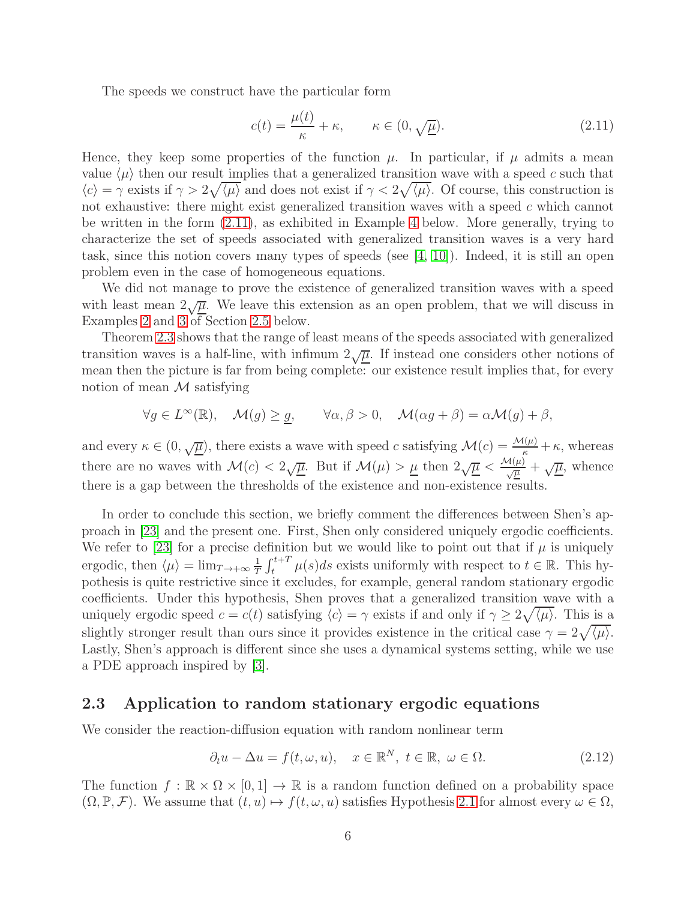The speeds we construct have the particular form

$$c(t) = \frac{\mu(t)}{\kappa} + \kappa, \qquad \kappa \in (0, \sqrt{\underline{\mu}}). \tag{2.11}$$

Hence, they keep some properties of the function $\mu$. In particular, if $\mu$ admits a mean value $\langle \mu \rangle$ then our result implies that a generalized transition wave with a speed $c$ such that $\langle c \rangle = \gamma$ exists if $\gamma > 2\sqrt{\langle \mu \rangle}$ and does not exist if $\gamma < 2\sqrt{\langle \mu \rangle}$. Of course, this construction is not exhaustive: there might exist generalized transition waves with a speed $c$ which cannot be written in the form (2.11), as exhibited in Example 4 below. More generally, trying to characterize the set of speeds associated with generalized transition waves is a very hard task, since this notion covers many types of speeds (see [4, 10]). Indeed, it is still an open problem even in the case of homogeneous equations.

We did not manage to prove the existence of generalized transition waves with a speed with least mean $2\sqrt{\underline{\mu}}$. We leave this extension as an open problem, that we will discuss in Examples 2 and 3 of Section 2.5 below.

Theorem 2.3 shows that the range of least means of the speeds associated with generalized transition waves is a half-line, with infimum $2\sqrt{\underline{\mu}}$. If instead one considers other notions of mean then the picture is far from being complete: our existence result implies that, for every notion of mean $\mathcal{M}$ satisfying

$$\forall g \in L^\infty(\mathbb{R}), \quad \mathcal{M}(g) \geq \underline{g}, \qquad \forall \alpha, \beta > 0, \quad \mathcal{M}(\alpha g + \beta) = \alpha \mathcal{M}(g) + \beta,$$

and every $\kappa \in (0, \sqrt{\underline{\mu}})$, there exists a wave with speed $c$ satisfying $\mathcal{M}(c) = \frac{\mathcal{M}(\mu)}{\kappa} + \kappa$, whereas there are no waves with $\mathcal{M}(c) < 2\sqrt{\underline{\mu}}$. But if $\mathcal{M}(\mu) > \underline{\mu}$ then $2\sqrt{\underline{\mu}} < \frac{\mathcal{M}(\mu)}{\sqrt{\underline{\mu}}} + \sqrt{\underline{\mu}}$, whence there is a gap between the thresholds of the existence and non-existence results.

In order to conclude this section, we briefly comment the differences between Shen's approach in [23] and the present one. First, Shen only considered uniquely ergodic coefficients. We refer to [23] for a precise definition but we would like to point out that if $\mu$ is uniquely ergodic, then $\langle \mu \rangle = \lim_{T \to +\infty} \frac{1}{T} \int_t^{t+T} \mu(s) ds$ exists uniformly with respect to $t \in \mathbb{R}$. This hypothesis is quite restrictive since it excludes, for example, general random stationary ergodic coefficients. Under this hypothesis, Shen proves that a generalized transition wave with a uniquely ergodic speed $c = c(t)$ satisfying $\langle c \rangle = \gamma$ exists if and only if $\gamma \geq 2\sqrt{\langle \mu \rangle}$. This is a slightly stronger result than ours since it provides existence in the critical case $\gamma = 2\sqrt{\langle \mu \rangle}$. Lastly, Shen's approach is different since she uses a dynamical systems setting, while we use a PDE approach inspired by [3].

## 2.3 Application to random stationary ergodic equations

We consider the reaction-diffusion equation with random nonlinear term

$$\partial_t u - \Delta u = f(t, \omega, u), \quad x \in \mathbb{R}^N, \ t \in \mathbb{R}, \ \omega \in \Omega. \tag{2.12}$$

The function $f : \mathbb{R} \times \Omega \times [0,1] \to \mathbb{R}$ is a random function defined on a probability space $(\Omega, \mathbb{P}, \mathcal{F})$. We assume that $(t, u) \mapsto f(t, \omega, u)$ satisfies Hypothesis 2.1 for almost every $\omega \in \Omega$,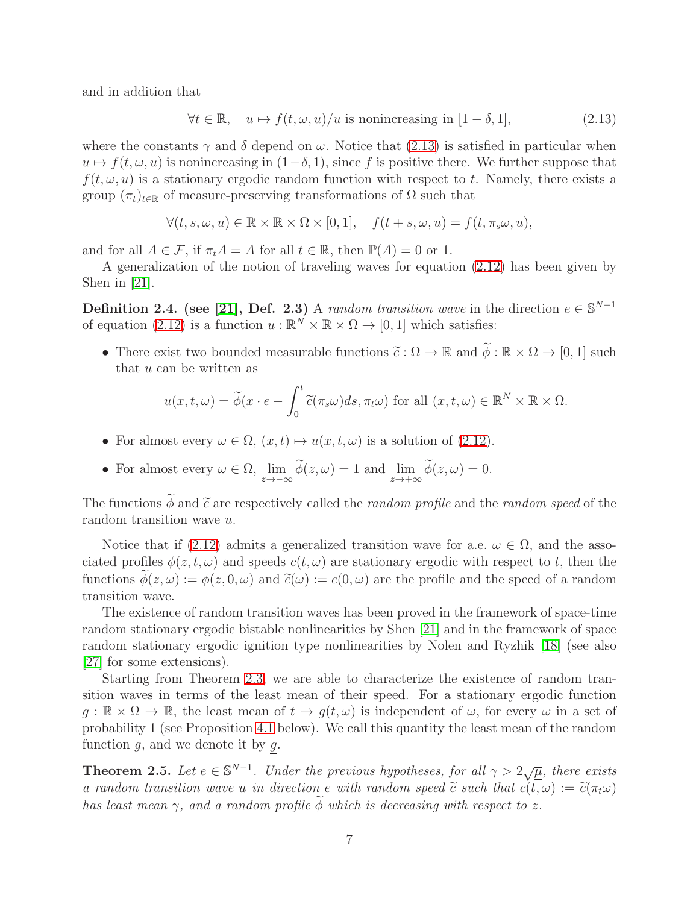and in addition that

$$\forall t \in \mathbb{R}, \quad u \mapsto f(t, \omega, u)/u \text{ is nonincreasing in } [1 - \delta, 1], \tag{2.13}$$

where the constants $\gamma$ and $\delta$ depend on $\omega$. Notice that (2.13) is satisfied in particular when $u \mapsto f(t, \omega, u)$ is nonincreasing in $(1-\delta, 1)$, since $f$ is positive there. We further suppose that $f(t, \omega, u)$ is a stationary ergodic random function with respect to $t$. Namely, there exists a group $(\pi_t)_{t\in\mathbb{R}}$ of measure-preserving transformations of $\Omega$ such that

$$\forall (t, s, \omega, u) \in \mathbb{R} \times \mathbb{R} \times \Omega \times [0, 1], \quad f(t + s, \omega, u) = f(t, \pi_s \omega, u),$$

and for all $A \in \mathcal{F}$, if $\pi_t A = A$ for all $t \in \mathbb{R}$, then $\mathbb{P}(A) = 0$ or $1$.

A generalization of the notion of traveling waves for equation (2.12) has been given by Shen in [21].

**Definition 2.4. (see [21], Def. 2.3)** A *random transition wave* in the direction $e \in \mathbb{S}^{N-1}$ of equation (2.12) is a function $u : \mathbb{R}^N \times \mathbb{R} \times \Omega \to [0, 1]$ which satisfies:

- There exist two bounded measurable functions $\widetilde{c} : \Omega \to \mathbb{R}$ and $\widetilde{\phi} : \mathbb{R} \times \Omega \to [0, 1]$ such that $u$ can be written as

$$u(x, t, \omega) = \widetilde{\phi}(x \cdot e - \int_0^t \widetilde{c}(\pi_s \omega) ds, \pi_t \omega) \text{ for all } (x, t, \omega) \in \mathbb{R}^N \times \mathbb{R} \times \Omega.$$

- For almost every $\omega \in \Omega$, $(x, t) \mapsto u(x, t, \omega)$ is a solution of (2.12).
- For almost every $\omega \in \Omega$, $\lim_{z\to-\infty} \widetilde{\phi}(z, \omega) = 1$ and $\lim_{z\to+\infty} \widetilde{\phi}(z, \omega) = 0$.

The functions $\widetilde{\phi}$ and $\widetilde{c}$ are respectively called the *random profile* and the *random speed* of the random transition wave $u$.

Notice that if (2.12) admits a generalized transition wave for a.e. $\omega \in \Omega$, and the associated profiles $\phi(z, t, \omega)$ and speeds $c(t, \omega)$ are stationary ergodic with respect to $t$, then the functions $\widetilde{\phi}(z, \omega) := \phi(z, 0, \omega)$ and $\widetilde{c}(\omega) := c(0, \omega)$ are the profile and the speed of a random transition wave.

The existence of random transition waves has been proved in the framework of space-time random stationary ergodic bistable nonlinearities by Shen [21] and in the framework of space random stationary ergodic ignition type nonlinearities by Nolen and Ryzhik [18] (see also [27] for some extensions).

Starting from Theorem 2.3, we are able to characterize the existence of random transition waves in terms of the least mean of their speed. For a stationary ergodic function $g : \mathbb{R} \times \Omega \to \mathbb{R}$, the least mean of $t \mapsto g(t, \omega)$ is independent of $\omega$, for every $\omega$ in a set of probability 1 (see Proposition 4.1 below). We call this quantity the least mean of the random function $g$, and we denote it by $\underline{g}$.

**Theorem 2.5.** *Let $e \in \mathbb{S}^{N-1}$. Under the previous hypotheses, for all $\gamma > 2\sqrt{\underline{\mu}}$, there exists a random transition wave $u$ in direction $e$ with random speed $\widetilde{c}$ such that $c(t, \omega) := \widetilde{c}(\pi_t \omega)$ has least mean $\gamma$, and a random profile $\widetilde{\phi}$ which is decreasing with respect to $z$.*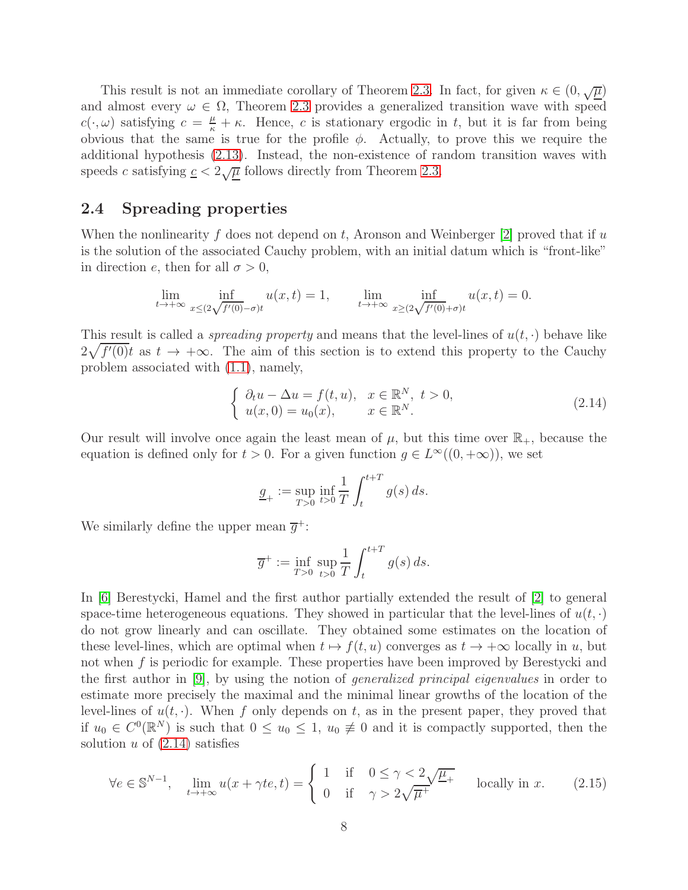This result is not an immediate corollary of Theorem 2.3. In fact, for given $\kappa \in (0, \sqrt{\underline{\mu}})$ and almost every $\omega \in \Omega$, Theorem 2.3 provides a generalized transition wave with speed $c(\cdot, \omega)$ satisfying $c = \frac{\mu}{\kappa} + \kappa$. Hence, $c$ is stationary ergodic in $t$, but it is far from being obvious that the same is true for the profile $\phi$. Actually, to prove this we require the additional hypothesis (2.13). Instead, the non-existence of random transition waves with speeds $c$ satisfying $\underline{c} < 2\sqrt{\underline{\mu}}$ follows directly from Theorem 2.3.

## 2.4 Spreading properties

When the nonlinearity $f$ does not depend on $t$, Aronson and Weinberger [2] proved that if $u$ is the solution of the associated Cauchy problem, with an initial datum which is "front-like" in direction $e$, then for all $\sigma > 0$,

$$\lim_{t\to+\infty} \inf_{x\leq(2\sqrt{f'(0)}-\sigma)t} u(x,t) = 1, \qquad \lim_{t\to+\infty} \inf_{x\geq(2\sqrt{f'(0)}+\sigma)t} u(x,t) = 0.$$

This result is called a *spreading property* and means that the level-lines of $u(t,\cdot)$ behave like $2\sqrt{f'(0)}t$ as $t \to +\infty$. The aim of this section is to extend this property to the Cauchy problem associated with (1.1), namely,

$$\begin{cases} \partial_t u - \Delta u = f(t,u), & x \in \mathbb{R}^N,\ t > 0, \\ u(x,0) = u_0(x), & x \in \mathbb{R}^N. \end{cases} \tag{2.14}$$

Our result will involve once again the least mean of $\mu$, but this time over $\mathbb{R}_+$, because the equation is defined only for $t > 0$. For a given function $g \in L^\infty((0,+\infty))$, we set

$$\underline{g}_+ := \sup_{T>0} \inf_{t>0} \frac{1}{T}\int_t^{t+T} g(s)\,ds.$$

We similarly define the upper mean $\overline{g}^+$:

$$\overline{g}^+ := \inf_{T>0} \sup_{t>0} \frac{1}{T}\int_t^{t+T} g(s)\,ds.$$

In [6] Berestycki, Hamel and the first author partially extended the result of [2] to general space-time heterogeneous equations. They showed in particular that the level-lines of $u(t,\cdot)$ do not grow linearly and can oscillate. They obtained some estimates on the location of these level-lines, which are optimal when $t \mapsto f(t,u)$ converges as $t \to +\infty$ locally in $u$, but not when $f$ is periodic for example. These properties have been improved by Berestycki and the first author in [9], by using the notion of *generalized principal eigenvalues* in order to estimate more precisely the maximal and the minimal linear growths of the location of the level-lines of $u(t,\cdot)$. When $f$ only depends on $t$, as in the present paper, they proved that if $u_0 \in C^0(\mathbb{R}^N)$ is such that $0 \leq u_0 \leq 1$, $u_0 \not\equiv 0$ and it is compactly supported, then the solution $u$ of (2.14) satisfies

$$\forall e \in \mathbb{S}^{N-1}, \quad \lim_{t\to+\infty} u(x+\gamma t e, t) = \begin{cases} 1 & \text{if} \quad 0 \leq \gamma < 2\sqrt{\underline{\mu}_+} \\ 0 & \text{if} \quad \gamma > 2\sqrt{\overline{\mu}^+} \end{cases} \quad \text{locally in } x. \tag{2.15}$$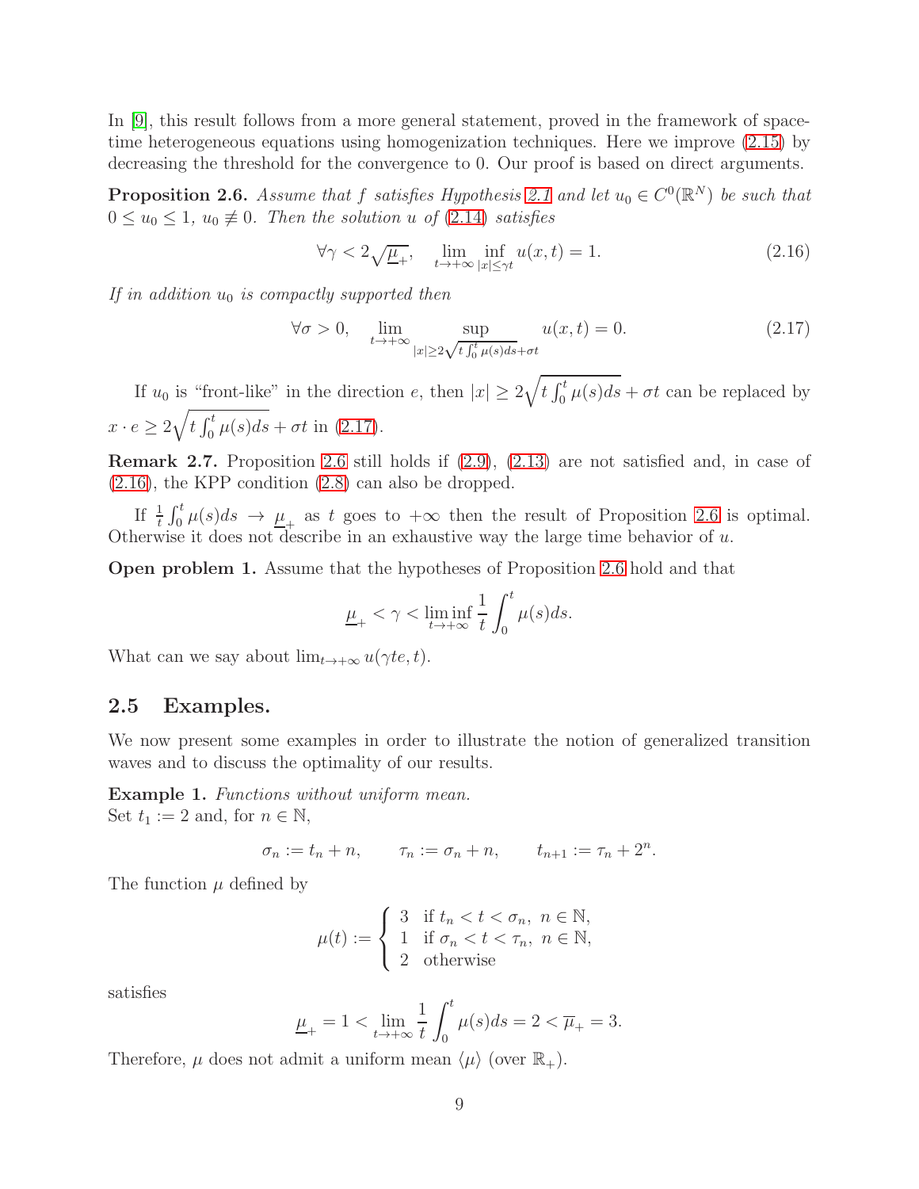In [9], this result follows from a more general statement, proved in the framework of space-time heterogeneous equations using homogenization techniques. Here we improve (2.15) by decreasing the threshold for the convergence to 0. Our proof is based on direct arguments.

**Proposition 2.6.** *Assume that $f$ satisfies Hypothesis 2.1 and let $u_0 \in C^0(\mathbb{R}^N)$ be such that $0 \le u_0 \le 1$, $u_0 \not\equiv 0$. Then the solution $u$ of (2.14) satisfies*

$$\forall \gamma < 2\sqrt{\underline{\mu}_+}, \quad \lim_{t\to+\infty} \inf_{|x|\le\gamma t} u(x,t) = 1. \tag{2.16}$$

*If in addition $u_0$ is compactly supported then*

$$\forall \sigma > 0, \quad \lim_{t\to+\infty} \sup_{|x|\ge 2\sqrt{t\int_0^t \mu(s)ds}+\sigma t} u(x,t) = 0. \tag{2.17}$$

If $u_0$ is "front-like" in the direction $e$, then $|x| \ge 2\sqrt{t\int_0^t \mu(s)ds} + \sigma t$ can be replaced by $x \cdot e \ge 2\sqrt{t\int_0^t \mu(s)ds} + \sigma t$ in (2.17).

**Remark 2.7.** Proposition 2.6 still holds if (2.9), (2.13) are not satisfied and, in case of (2.16), the KPP condition (2.8) can also be dropped.

If $\frac{1}{t}\int_0^t \mu(s)ds \to \underline{\mu}_+$ as $t$ goes to $+\infty$ then the result of Proposition 2.6 is optimal. Otherwise it does not describe in an exhaustive way the large time behavior of $u$.

**Open problem 1.** Assume that the hypotheses of Proposition 2.6 hold and that

$$\underline{\mu}_+ < \gamma < \liminf_{t\to+\infty} \frac{1}{t}\int_0^t \mu(s)ds.$$

What can we say about $\lim_{t\to+\infty} u(\gamma t e, t)$.

## 2.5 Examples.

We now present some examples in order to illustrate the notion of generalized transition waves and to discuss the optimality of our results.

**Example 1.** *Functions without uniform mean.*
Set $t_1 := 2$ and, for $n \in \mathbb{N}$,

$$\sigma_n := t_n + n, \qquad \tau_n := \sigma_n + n, \qquad t_{n+1} := \tau_n + 2^n.$$

The function $\mu$ defined by

$$\mu(t) := \begin{cases} 3 & \text{if } t_n < t < \sigma_n,\ n \in \mathbb{N}, \\ 1 & \text{if } \sigma_n < t < \tau_n,\ n \in \mathbb{N}, \\ 2 & \text{otherwise} \end{cases}$$

satisfies

$$\underline{\mu}_+ = 1 < \lim_{t\to+\infty} \frac{1}{t}\int_0^t \mu(s)ds = 2 < \overline{\mu}_+ = 3.$$

Therefore, $\mu$ does not admit a uniform mean $\langle\mu\rangle$ (over $\mathbb{R}_+$).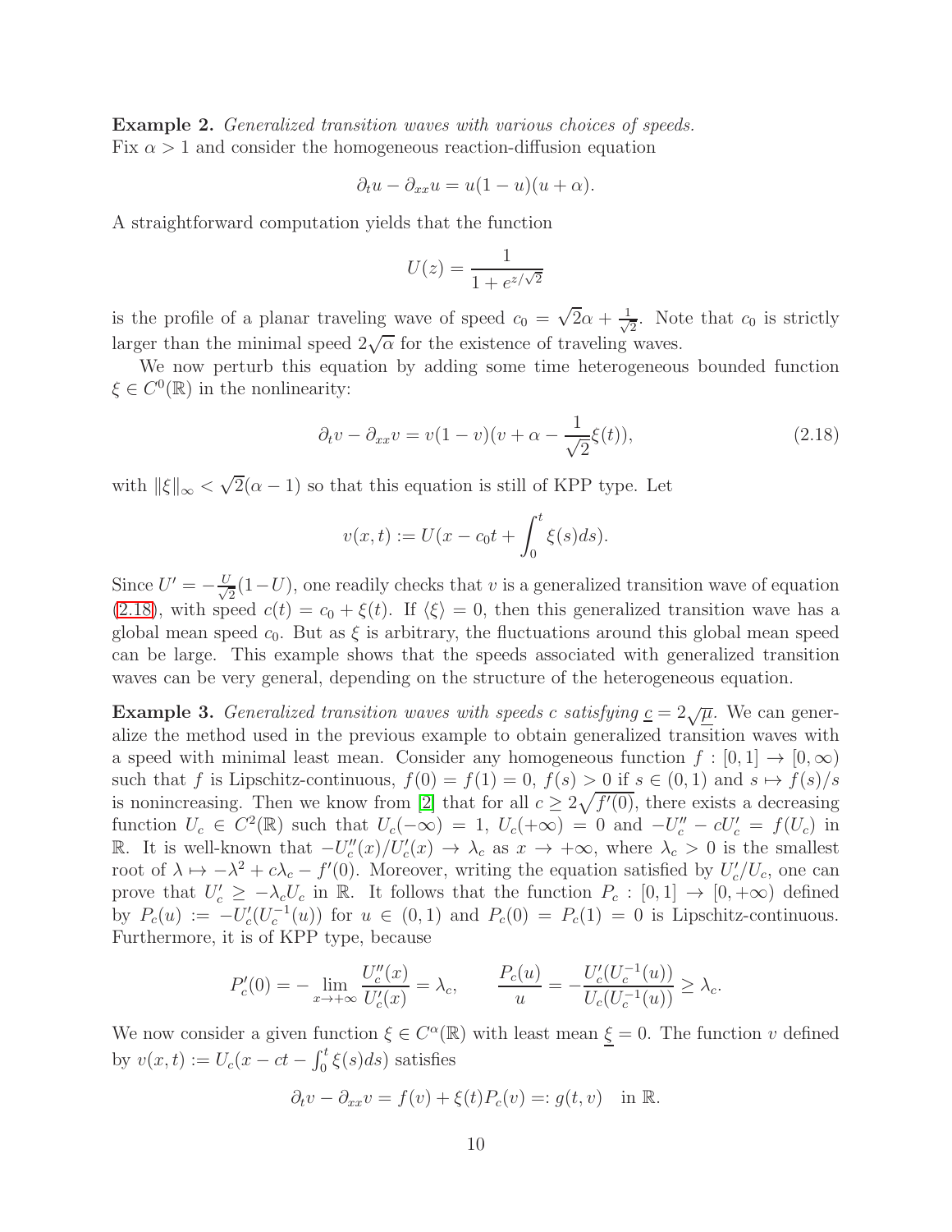**Example 2.** *Generalized transition waves with various choices of speeds.*
Fix $\alpha > 1$ and consider the homogeneous reaction-diffusion equation

$$\partial_t u - \partial_{xx} u = u(1-u)(u+\alpha).$$

A straightforward computation yields that the function

$$U(z) = \frac{1}{1+e^{z/\sqrt{2}}}$$

is the profile of a planar traveling wave of speed $c_0 = \sqrt{2}\alpha + \frac{1}{\sqrt{2}}$. Note that $c_0$ is strictly larger than the minimal speed $2\sqrt{\alpha}$ for the existence of traveling waves.

We now perturb this equation by adding some time heterogeneous bounded function $\xi \in C^0(\mathbb{R})$ in the nonlinearity:

$$\partial_t v - \partial_{xx} v = v(1-v)(v + \alpha - \frac{1}{\sqrt{2}}\xi(t)), \tag{2.18}$$

with $\|\xi\|_\infty < \sqrt{2}(\alpha - 1)$ so that this equation is still of KPP type. Let

$$v(x,t) := U(x - c_0 t + \int_0^t \xi(s)ds).$$

Since $U' = -\frac{U}{\sqrt{2}}(1-U)$, one readily checks that $v$ is a generalized transition wave of equation (2.18), with speed $c(t) = c_0 + \xi(t)$. If $\langle \xi \rangle = 0$, then this generalized transition wave has a global mean speed $c_0$. But as $\xi$ is arbitrary, the fluctuations around this global mean speed can be large. This example shows that the speeds associated with generalized transition waves can be very general, depending on the structure of the heterogeneous equation.

**Example 3.** *Generalized transition waves with speeds $c$ satisfying $\underline{c} = 2\sqrt{\underline{\mu}}$.* We can generalize the method used in the previous example to obtain generalized transition waves with a speed with minimal least mean. Consider any homogeneous function $f : [0,1] \to [0,\infty)$ such that $f$ is Lipschitz-continuous, $f(0) = f(1) = 0$, $f(s) > 0$ if $s \in (0,1)$ and $s \mapsto f(s)/s$ is nonincreasing. Then we know from [2] that for all $c \geq 2\sqrt{f'(0)}$, there exists a decreasing function $U_c \in C^2(\mathbb{R})$ such that $U_c(-\infty) = 1$, $U_c(+\infty) = 0$ and $-U_c'' - cU_c' = f(U_c)$ in $\mathbb{R}$. It is well-known that $-U_c''(x)/U_c'(x) \to \lambda_c$ as $x \to +\infty$, where $\lambda_c > 0$ is the smallest root of $\lambda \mapsto -\lambda^2 + c\lambda_c - f'(0)$. Moreover, writing the equation satisfied by $U_c'/U_c$, one can prove that $U_c' \geq -\lambda_c U_c$ in $\mathbb{R}$. It follows that the function $P_c : [0,1] \to [0,+\infty)$ defined by $P_c(u) := -U_c'(U_c^{-1}(u))$ for $u \in (0,1)$ and $P_c(0) = P_c(1) = 0$ is Lipschitz-continuous. Furthermore, it is of KPP type, because

$$P_c'(0) = -\lim_{x\to+\infty} \frac{U_c''(x)}{U_c'(x)} = \lambda_c, \qquad \frac{P_c(u)}{u} = -\frac{U_c'(U_c^{-1}(u))}{U_c(U_c^{-1}(u))} \geq \lambda_c.$$

We now consider a given function $\xi \in C^\alpha(\mathbb{R})$ with least mean $\underline{\xi} = 0$. The function $v$ defined by $v(x,t) := U_c(x - ct - \int_0^t \xi(s)ds)$ satisfies

$$\partial_t v - \partial_{xx} v = f(v) + \xi(t)P_c(v) =: g(t,v) \quad \text{in } \mathbb{R}.$$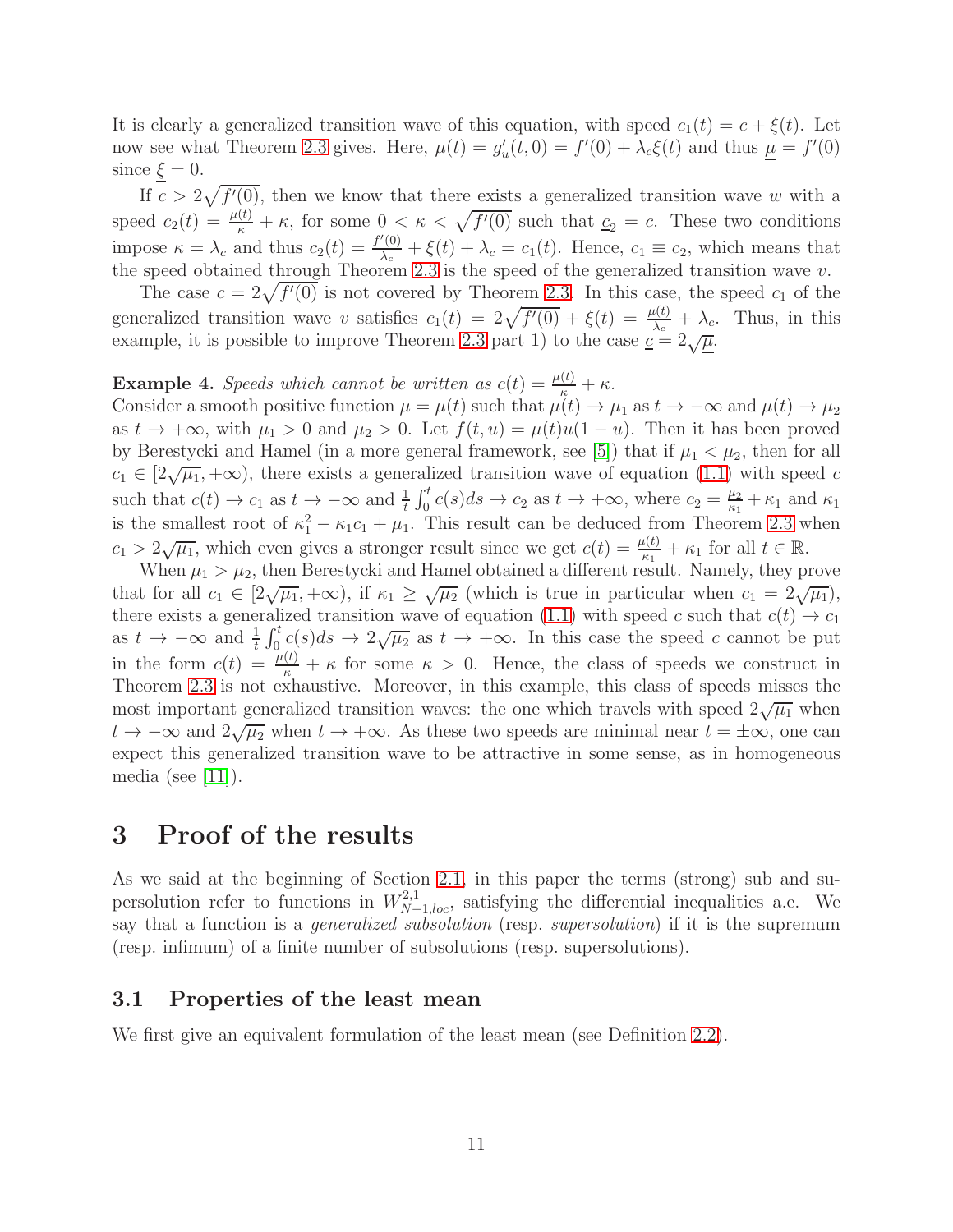It is clearly a generalized transition wave of this equation, with speed $c_1(t) = c + \xi(t)$. Let now see what Theorem 2.3 gives. Here, $\mu(t) = g'_u(t,0) = f'(0) + \lambda_c \xi(t)$ and thus $\underline{\mu} = f'(0)$ since $\underline{\xi} = 0$.

If $c > 2\sqrt{f'(0)}$, then we know that there exists a generalized transition wave $w$ with a speed $c_2(t) = \frac{\mu(t)}{\kappa} + \kappa$, for some $0 < \kappa < \sqrt{f'(0)}$ such that $\underline{c_2} = c$. These two conditions impose $\kappa = \lambda_c$ and thus $c_2(t) = \frac{f'(0)}{\lambda_c} + \xi(t) + \lambda_c = c_1(t)$. Hence, $c_1 \equiv c_2$, which means that the speed obtained through Theorem 2.3 is the speed of the generalized transition wave $v$.

The case $c = 2\sqrt{f'(0)}$ is not covered by Theorem 2.3. In this case, the speed $c_1$ of the generalized transition wave $v$ satisfies $c_1(t) = 2\sqrt{f'(0)} + \xi(t) = \frac{\mu(t)}{\lambda_c} + \lambda_c$. Thus, in this example, it is possible to improve Theorem 2.3 part 1) to the case $\underline{c} = 2\sqrt{\underline{\mu}}$.

**Example 4.** *Speeds which cannot be written as $c(t) = \frac{\mu(t)}{\kappa} + \kappa$.*
Consider a smooth positive function $\mu = \mu(t)$ such that $\mu(t) \to \mu_1$ as $t \to -\infty$ and $\mu(t) \to \mu_2$ as $t \to +\infty$, with $\mu_1 > 0$ and $\mu_2 > 0$. Let $f(t,u) = \mu(t)u(1-u)$. Then it has been proved by Berestycki and Hamel (in a more general framework, see [5]) that if $\mu_1 < \mu_2$, then for all $c_1 \in [2\sqrt{\mu_1}, +\infty)$, there exists a generalized transition wave of equation (1.1) with speed $c$ such that $c(t) \to c_1$ as $t \to -\infty$ and $\frac{1}{t}\int_0^t c(s)ds \to c_2$ as $t \to +\infty$, where $c_2 = \frac{\mu_2}{\kappa_1} + \kappa_1$ and $\kappa_1$ is the smallest root of $\kappa_1^2 - \kappa_1 c_1 + \mu_1$. This result can be deduced from Theorem 2.3 when $c_1 > 2\sqrt{\mu_1}$, which even gives a stronger result since we get $c(t) = \frac{\mu(t)}{\kappa_1} + \kappa_1$ for all $t \in \mathbb{R}$.

When $\mu_1 > \mu_2$, then Berestycki and Hamel obtained a different result. Namely, they prove that for all $c_1 \in [2\sqrt{\mu_1}, +\infty)$, if $\kappa_1 \geq \sqrt{\mu_2}$ (which is true in particular when $c_1 = 2\sqrt{\mu_1}$), there exists a generalized transition wave of equation (1.1) with speed $c$ such that $c(t) \to c_1$ as $t \to -\infty$ and $\frac{1}{t}\int_0^t c(s)ds \to 2\sqrt{\mu_2}$ as $t \to +\infty$. In this case the speed $c$ cannot be put in the form $c(t) = \frac{\mu(t)}{\kappa} + \kappa$ for some $\kappa > 0$. Hence, the class of speeds we construct in Theorem 2.3 is not exhaustive. Moreover, in this example, this class of speeds misses the most important generalized transition waves: the one which travels with speed $2\sqrt{\mu_1}$ when $t \to -\infty$ and $2\sqrt{\mu_2}$ when $t \to +\infty$. As these two speeds are minimal near $t = \pm\infty$, one can expect this generalized transition wave to be attractive in some sense, as in homogeneous media (see [11]).

# 3 Proof of the results

As we said at the beginning of Section 2.1, in this paper the terms (strong) sub and supersolution refer to functions in $W^{2,1}_{N+1,loc}$, satisfying the differential inequalities a.e. We say that a function is a *generalized subsolution* (resp. *supersolution*) if it is the supremum (resp. infimum) of a finite number of subsolutions (resp. supersolutions).

## 3.1 Properties of the least mean

We first give an equivalent formulation of the least mean (see Definition 2.2).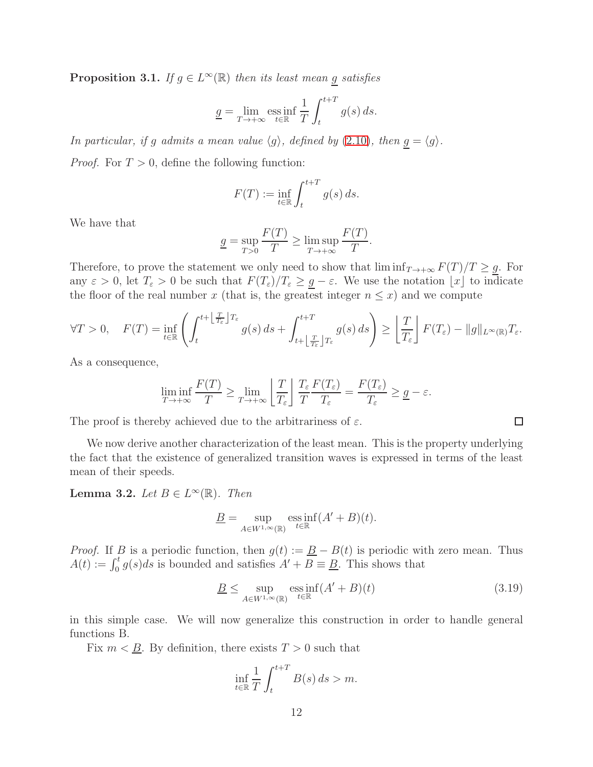**Proposition 3.1.** *If $g \in L^\infty(\mathbb{R})$ then its least mean $\underline{g}$ satisfies*

$$\underline{g} = \lim_{T\to+\infty} \operatorname*{ess\,inf}_{t\in\mathbb{R}} \frac{1}{T}\int_t^{t+T} g(s)\,ds.$$

*In particular, if $g$ admits a mean value $\langle g\rangle$, defined by (2.10), then $\underline{g} = \langle g\rangle$.*

*Proof.* For $T > 0$, define the following function:

$$F(T) := \inf_{t\in\mathbb{R}} \int_t^{t+T} g(s)\,ds.$$

We have that

$$\underline{g} = \sup_{T>0} \frac{F(T)}{T} \geq \limsup_{T\to+\infty} \frac{F(T)}{T}.$$

Therefore, to prove the statement we only need to show that $\liminf_{T\to+\infty} F(T)/T \geq \underline{g}$. For any $\varepsilon > 0$, let $T_\varepsilon > 0$ be such that $F(T_\varepsilon)/T_\varepsilon \geq \underline{g} - \varepsilon$. We use the notation $\lfloor x \rfloor$ to indicate the floor of the real number $x$ (that is, the greatest integer $n \leq x$) and we compute

$$\forall T > 0, \quad F(T) = \inf_{t\in\mathbb{R}} \left( \int_t^{t+\left\lfloor \frac{T}{T_\varepsilon}\right\rfloor T_\varepsilon} g(s)\,ds + \int_{t+\left\lfloor \frac{T}{T_\varepsilon}\right\rfloor T_\varepsilon}^{t+T} g(s)\,ds \right) \geq \left\lfloor \frac{T}{T_\varepsilon} \right\rfloor F(T_\varepsilon) - \|g\|_{L^\infty(\mathbb{R})} T_\varepsilon.$$

As a consequence,

$$\liminf_{T\to+\infty} \frac{F(T)}{T} \geq \lim_{T\to+\infty} \left\lfloor \frac{T}{T_\varepsilon} \right\rfloor \frac{T_\varepsilon}{T} \frac{F(T_\varepsilon)}{T_\varepsilon} = \frac{F(T_\varepsilon)}{T_\varepsilon} \geq \underline{g} - \varepsilon.$$

The proof is thereby achieved due to the arbitrariness of $\varepsilon$. $\square$

We now derive another characterization of the least mean. This is the property underlying the fact that the existence of generalized transition waves is expressed in terms of the least mean of their speeds.

**Lemma 3.2.** *Let $B \in L^\infty(\mathbb{R})$. Then*

$$\underline{B} = \sup_{A\in W^{1,\infty}(\mathbb{R})} \operatorname*{ess\,inf}_{t\in\mathbb{R}} (A' + B)(t).$$

*Proof.* If $B$ is a periodic function, then $g(t) := \underline{B} - B(t)$ is periodic with zero mean. Thus $A(t) := \int_0^t g(s)ds$ is bounded and satisfies $A' + B \equiv \underline{B}$. This shows that

$$\underline{B} \leq \sup_{A\in W^{1,\infty}(\mathbb{R})} \operatorname*{ess\,inf}_{t\in\mathbb{R}} (A' + B)(t) \tag{3.19}$$

in this simple case. We will now generalize this construction in order to handle general functions B.

Fix $m < \underline{B}$. By definition, there exists $T > 0$ such that

$$\inf_{t\in\mathbb{R}} \frac{1}{T} \int_t^{t+T} B(s)\,ds > m.$$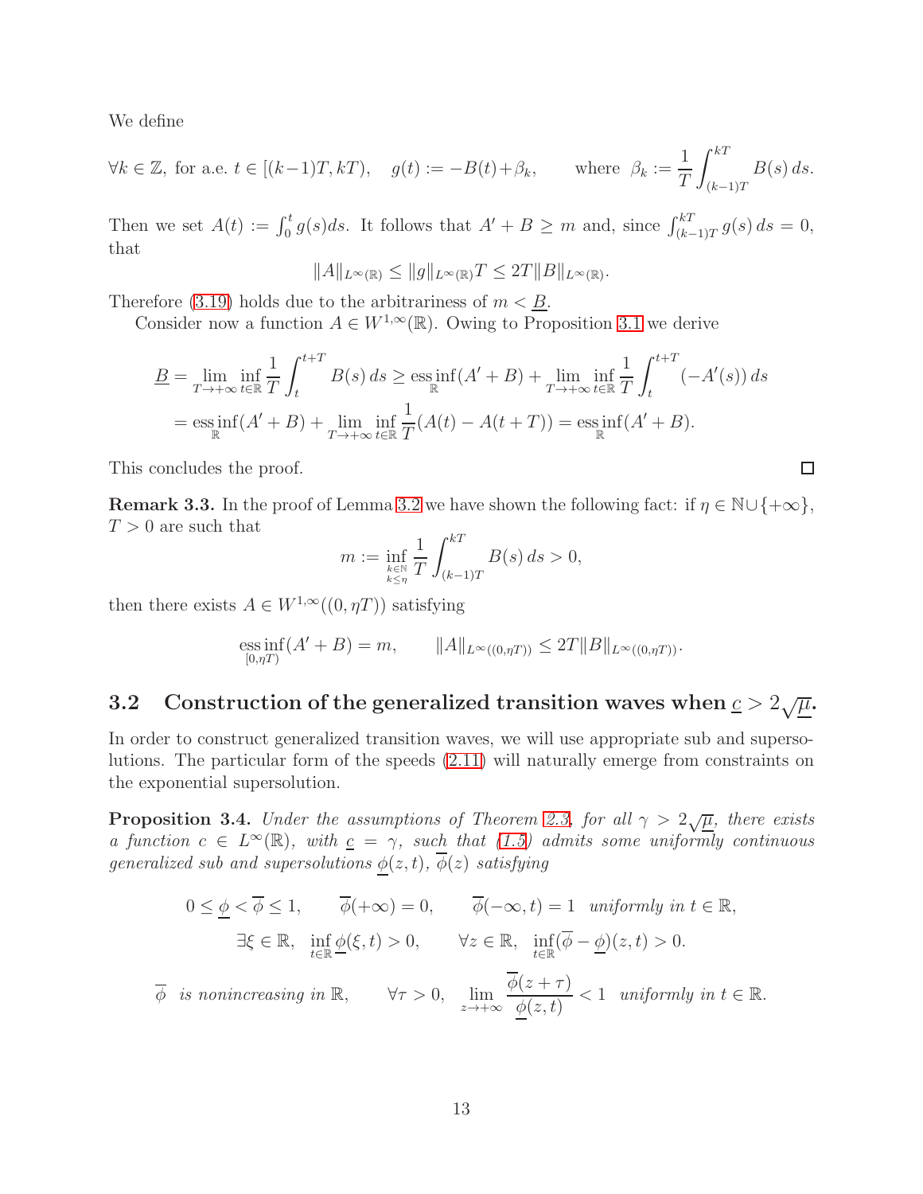We define

$$\forall k \in \mathbb{Z}, \text{ for a.e. } t \in [(k-1)T, kT), \quad g(t) := -B(t) + \beta_k, \qquad \text{where } \beta_k := \frac{1}{T}\int_{(k-1)T}^{kT} B(s)\,ds.$$

Then we set $A(t) := \int_0^t g(s)ds$. It follows that $A' + B \geq m$ and, since $\int_{(k-1)T}^{kT} g(s)\,ds = 0$, that

$$\|A\|_{L^\infty(\mathbb{R})} \leq \|g\|_{L^\infty(\mathbb{R})} T \leq 2T\|B\|_{L^\infty(\mathbb{R})}.$$

Therefore (3.19) holds due to the arbitrariness of $m < \underline{B}$.

Consider now a function $A \in W^{1,\infty}(\mathbb{R})$. Owing to Proposition 3.1 we derive

$$\begin{aligned}
\underline{B} &= \lim_{T\to+\infty} \inf_{t\in\mathbb{R}} \frac{1}{T}\int_t^{t+T} B(s)\,ds \geq \operatorname*{ess\,inf}_{\mathbb{R}}(A' + B) + \lim_{T\to+\infty} \inf_{t\in\mathbb{R}} \frac{1}{T}\int_t^{t+T} (-A'(s))\,ds \\
&= \operatorname*{ess\,inf}_{\mathbb{R}}(A' + B) + \lim_{T\to+\infty} \inf_{t\in\mathbb{R}} \frac{1}{T}(A(t) - A(t+T)) = \operatorname*{ess\,inf}_{\mathbb{R}}(A' + B).
\end{aligned}$$

This concludes the proof. □

**Remark 3.3.** In the proof of Lemma 3.2 we have shown the following fact: if $\eta \in \mathbb{N} \cup \{+\infty\}$, $T > 0$ are such that

$$m := \inf_{\substack{k\in\mathbb{N}\\ k\leq\eta}} \frac{1}{T}\int_{(k-1)T}^{kT} B(s)\,ds > 0,$$

then there exists $A \in W^{1,\infty}((0,\eta T))$ satisfying

$$\operatorname*{ess\,inf}_{[0,\eta T)}(A' + B) = m, \qquad \|A\|_{L^\infty((0,\eta T))} \leq 2T\|B\|_{L^\infty((0,\eta T))}.$$

## 3.2 Construction of the generalized transition waves when $\underline{c} > 2\sqrt{\underline{\mu}}$.

In order to construct generalized transition waves, we will use appropriate sub and supersolutions. The particular form of the speeds (2.11) will naturally emerge from constraints on the exponential supersolution.

**Proposition 3.4.** *Under the assumptions of Theorem 2.3, for all $\gamma > 2\sqrt{\underline{\mu}}$, there exists a function $c \in L^\infty(\mathbb{R})$, with $\underline{c} = \gamma$, such that (1.5) admits some uniformly continuous generalized sub and supersolutions $\underline{\phi}(z,t)$, $\overline{\phi}(z)$ satisfying*

$$0 \leq \underline{\phi} < \overline{\phi} \leq 1, \qquad \overline{\phi}(+\infty) = 0, \qquad \overline{\phi}(-\infty, t) = 1 \;\; \text{uniformly in } t \in \mathbb{R},$$

$$\exists \xi \in \mathbb{R}, \;\; \inf_{t\in\mathbb{R}} \underline{\phi}(\xi, t) > 0, \qquad \forall z \in \mathbb{R}, \;\; \inf_{t\in\mathbb{R}} (\overline{\phi} - \underline{\phi})(z,t) > 0.$$

$$\overline{\phi} \;\; \text{is nonincreasing in } \mathbb{R}, \qquad \forall \tau > 0, \;\; \lim_{z\to+\infty} \frac{\overline{\phi}(z+\tau)}{\underline{\phi}(z,t)} < 1 \;\; \text{uniformly in } t \in \mathbb{R}.$$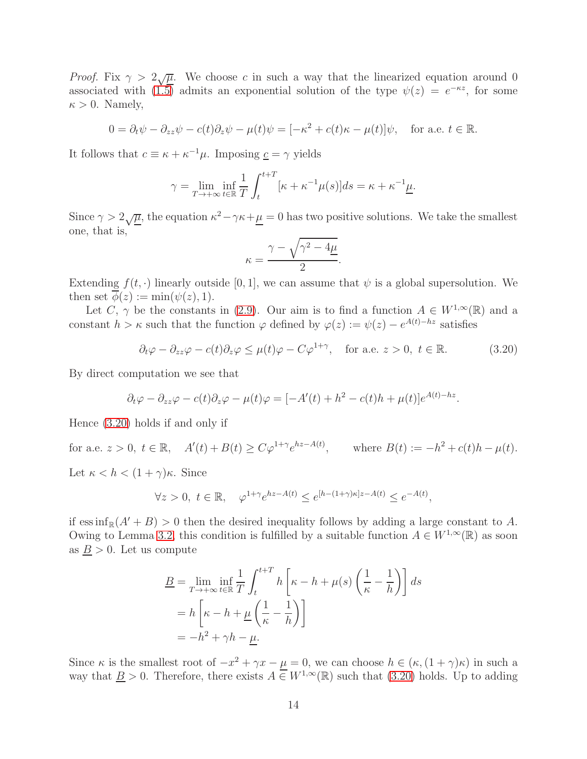*Proof.* Fix $\gamma > 2\sqrt{\underline{\mu}}$. We choose $c$ in such a way that the linearized equation around 0 associated with (1.5) admits an exponential solution of the type $\psi(z) = e^{-\kappa z}$, for some $\kappa > 0$. Namely,

$$0 = \partial_t \psi - \partial_{zz}\psi - c(t)\partial_z \psi - \mu(t)\psi = [-\kappa^2 + c(t)\kappa - \mu(t)]\psi, \quad \text{for a.e. } t \in \mathbb{R}.$$

It follows that $c \equiv \kappa + \kappa^{-1}\mu$. Imposing $\underline{c} = \gamma$ yields

$$\gamma = \lim_{T\to+\infty} \inf_{t\in\mathbb{R}} \frac{1}{T}\int_t^{t+T} [\kappa + \kappa^{-1}\mu(s)]ds = \kappa + \kappa^{-1}\underline{\mu}.$$

Since $\gamma > 2\sqrt{\underline{\mu}}$, the equation $\kappa^2 - \gamma\kappa + \underline{\mu} = 0$ has two positive solutions. We take the smallest one, that is,

$$\kappa = \frac{\gamma - \sqrt{\gamma^2 - 4\underline{\mu}}}{2}.$$

Extending $f(t,\cdot)$ linearly outside $[0,1]$, we can assume that $\psi$ is a global supersolution. We then set $\overline{\phi}(z) := \min(\psi(z), 1)$.

Let $C$, $\gamma$ be the constants in (2.9). Our aim is to find a function $A \in W^{1,\infty}(\mathbb{R})$ and a constant $h > \kappa$ such that the function $\varphi$ defined by $\varphi(z) := \psi(z) - e^{A(t)-hz}$ satisfies

$$\partial_t \varphi - \partial_{zz}\varphi - c(t)\partial_z \varphi \leq \mu(t)\varphi - C\varphi^{1+\gamma}, \quad \text{for a.e. } z > 0,\ t \in \mathbb{R}. \tag{3.20}$$

By direct computation we see that

$$\partial_t \varphi - \partial_{zz}\varphi - c(t)\partial_z \varphi - \mu(t)\varphi = [-A'(t) + h^2 - c(t)h + \mu(t)]e^{A(t)-hz}.$$

Hence (3.20) holds if and only if

$$\text{for a.e. } z > 0,\ t \in \mathbb{R}, \quad A'(t) + B(t) \geq C\varphi^{1+\gamma}e^{hz-A(t)}, \qquad \text{where } B(t) := -h^2 + c(t)h - \mu(t).$$

Let $\kappa < h < (1+\gamma)\kappa$. Since

$$\forall z > 0,\ t \in \mathbb{R}, \quad \varphi^{1+\gamma}e^{hz-A(t)} \leq e^{[h-(1+\gamma)\kappa]z - A(t)} \leq e^{-A(t)},$$

if $\operatorname{ess\,inf}_{\mathbb{R}}(A' + B) > 0$ then the desired inequality follows by adding a large constant to $A$. Owing to Lemma 3.2, this condition is fulfilled by a suitable function $A \in W^{1,\infty}(\mathbb{R})$ as soon as $\underline{B} > 0$. Let us compute

$$\begin{aligned}
\underline{B} &= \lim_{T\to+\infty} \inf_{t\in\mathbb{R}} \frac{1}{T}\int_t^{t+T} h\left[\kappa - h + \mu(s)\left(\frac{1}{\kappa} - \frac{1}{h}\right)\right] ds \\
&= h\left[\kappa - h + \underline{\mu}\left(\frac{1}{\kappa} - \frac{1}{h}\right)\right] \\
&= -h^2 + \gamma h - \underline{\mu}.
\end{aligned}$$

Since $\kappa$ is the smallest root of $-x^2 + \gamma x - \underline{\mu} = 0$, we can choose $h \in (\kappa, (1+\gamma)\kappa)$ in such a way that $\underline{B} > 0$. Therefore, there exists $A \in W^{1,\infty}(\mathbb{R})$ such that (3.20) holds. Up to adding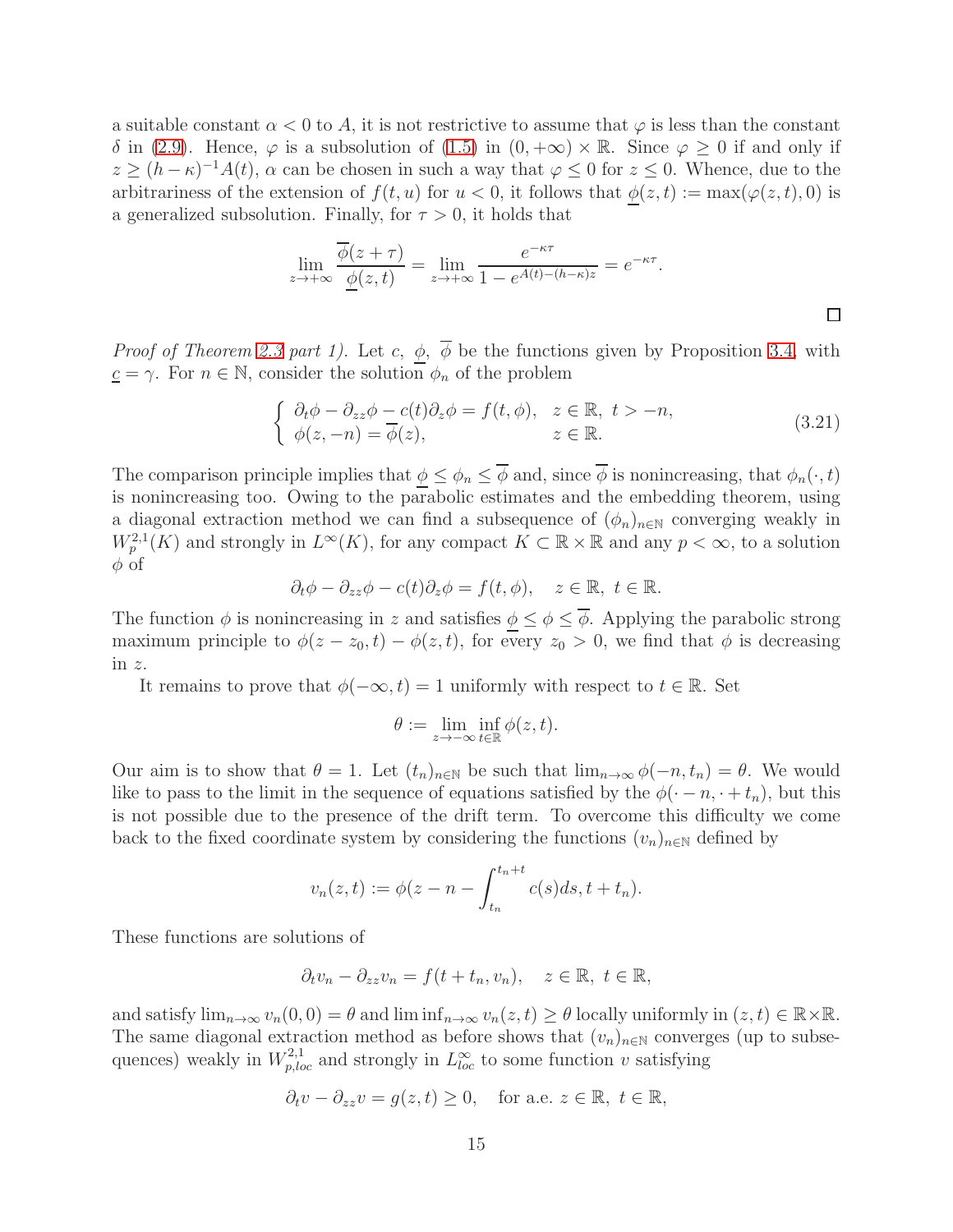a suitable constant $\alpha < 0$ to $A$, it is not restrictive to assume that $\varphi$ is less than the constant $\delta$ in (2.9). Hence, $\varphi$ is a subsolution of (1.5) in $(0, +\infty) \times \mathbb{R}$. Since $\varphi \geq 0$ if and only if $z \geq (h - \kappa)^{-1} A(t)$, $\alpha$ can be chosen in such a way that $\varphi \leq 0$ for $z \leq 0$. Whence, due to the arbitrariness of the extension of $f(t, u)$ for $u < 0$, it follows that $\underline{\phi}(z, t) := \max(\varphi(z, t), 0)$ is a generalized subsolution. Finally, for $\tau > 0$, it holds that

$$\lim_{z \to +\infty} \frac{\overline{\phi}(z + \tau)}{\underline{\phi}(z, t)} = \lim_{z \to +\infty} \frac{e^{-\kappa\tau}}{1 - e^{A(t) - (h - \kappa) z}} = e^{-\kappa\tau}.$$

□

*Proof of Theorem 2.3 part 1).* Let $c$, $\underline{\phi}$, $\overline{\phi}$ be the functions given by Proposition 3.4, with $\underline{c} = \gamma$. For $n \in \mathbb{N}$, consider the solution $\phi_n$ of the problem

$$\begin{cases} \partial_t \phi - \partial_{zz} \phi - c(t) \partial_z \phi = f(t, \phi), & z \in \mathbb{R},\ t > -n, \\ \phi(z, -n) = \overline{\phi}(z), & z \in \mathbb{R}. \end{cases} \tag{3.21}$$

The comparison principle implies that $\underline{\phi} \leq \phi_n \leq \overline{\phi}$ and, since $\overline{\phi}$ is nonincreasing, that $\phi_n(\cdot, t)$ is nonincreasing too. Owing to the parabolic estimates and the embedding theorem, using a diagonal extraction method we can find a subsequence of $(\phi_n)_{n \in \mathbb{N}}$ converging weakly in $W^{2,1}_p(K)$ and strongly in $L^\infty(K)$, for any compact $K \subset \mathbb{R} \times \mathbb{R}$ and any $p < \infty$, to a solution $\phi$ of

$$\partial_t \phi - \partial_{zz} \phi - c(t) \partial_z \phi = f(t, \phi), \quad z \in \mathbb{R},\ t \in \mathbb{R}.$$

The function $\phi$ is nonincreasing in $z$ and satisfies $\underline{\phi} \leq \phi \leq \overline{\phi}$. Applying the parabolic strong maximum principle to $\phi(z - z_0, t) - \phi(z, t)$, for every $z_0 > 0$, we find that $\phi$ is decreasing in $z$.

It remains to prove that $\phi(-\infty, t) = 1$ uniformly with respect to $t \in \mathbb{R}$. Set

$$\theta := \lim_{z \to -\infty} \inf_{t \in \mathbb{R}} \phi(z, t).$$

Our aim is to show that $\theta = 1$. Let $(t_n)_{n \in \mathbb{N}}$ be such that $\lim_{n \to \infty} \phi(-n, t_n) = \theta$. We would like to pass to the limit in the sequence of equations satisfied by the $\phi(\cdot - n, \cdot + t_n)$, but this is not possible due to the presence of the drift term. To overcome this difficulty we come back to the fixed coordinate system by considering the functions $(v_n)_{n \in \mathbb{N}}$ defined by

$$v_n(z, t) := \phi(z - n - \int_{t_n}^{t_n + t} c(s) ds, t + t_n).$$

These functions are solutions of

$$\partial_t v_n - \partial_{zz} v_n = f(t + t_n, v_n), \quad z \in \mathbb{R},\ t \in \mathbb{R},$$

and satisfy $\lim_{n \to \infty} v_n(0, 0) = \theta$ and $\liminf_{n \to \infty} v_n(z, t) \geq \theta$ locally uniformly in $(z, t) \in \mathbb{R} \times \mathbb{R}$. The same diagonal extraction method as before shows that $(v_n)_{n \in \mathbb{N}}$ converges (up to subsequences) weakly in $W^{2,1}_{p,loc}$ and strongly in $L^\infty_{loc}$ to some function $v$ satisfying

$$\partial_t v - \partial_{zz} v = g(z, t) \geq 0, \quad \text{for a.e. } z \in \mathbb{R},\ t \in \mathbb{R},$$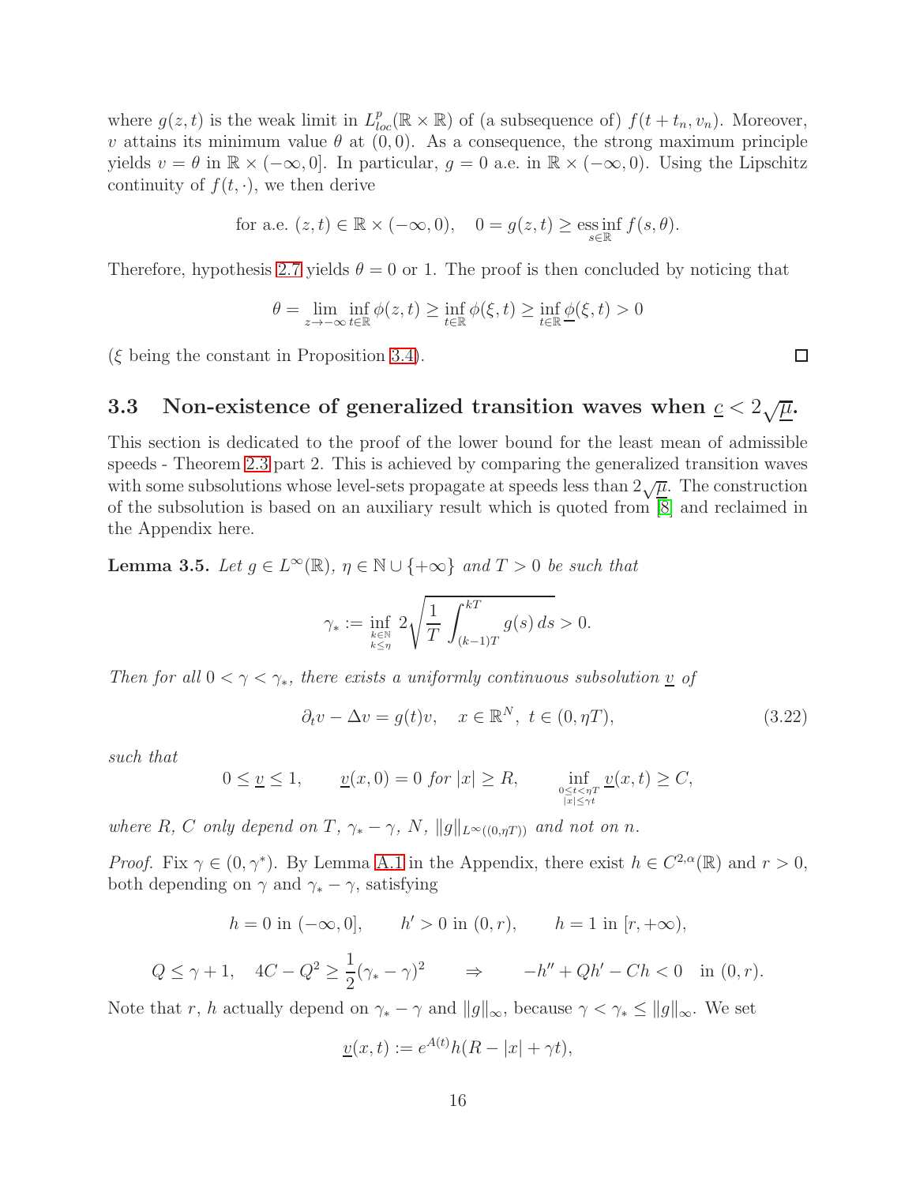where $g(z,t)$ is the weak limit in $L^p_{loc}(\mathbb{R}\times\mathbb{R})$ of (a subsequence of) $f(t+t_n, v_n)$. Moreover, $v$ attains its minimum value $\theta$ at $(0,0)$. As a consequence, the strong maximum principle yields $v=\theta$ in $\mathbb{R}\times(-\infty,0]$. In particular, $g=0$ a.e. in $\mathbb{R}\times(-\infty,0)$. Using the Lipschitz continuity of $f(t,\cdot)$, we then derive

$$\text{for a.e. } (z,t)\in\mathbb{R}\times(-\infty,0),\quad 0=g(z,t)\geq \operatorname*{ess\,inf}_{s\in\mathbb{R}} f(s,\theta).$$

Therefore, hypothesis 2.7 yields $\theta=0$ or $1$. The proof is then concluded by noticing that

$$\theta=\lim_{z\to-\infty}\inf_{t\in\mathbb{R}}\phi(z,t)\geq\inf_{t\in\mathbb{R}}\phi(\xi,t)\geq\inf_{t\in\mathbb{R}}\underline{\phi}(\xi,t)>0$$

($\xi$ being the constant in Proposition 3.4). ◻

### 3.3 Non-existence of generalized transition waves when $\underline{c}<2\sqrt{\underline{\mu}}$.

This section is dedicated to the proof of the lower bound for the least mean of admissible speeds - Theorem 2.3 part 2. This is achieved by comparing the generalized transition waves with some subsolutions whose level-sets propagate at speeds less than $2\sqrt{\underline{\mu}}$. The construction of the subsolution is based on an auxiliary result which is quoted from [8] and reclaimed in the Appendix here.

**Lemma 3.5.** *Let $g\in L^\infty(\mathbb{R})$, $\eta\in\mathbb{N}\cup\{+\infty\}$ and $T>0$ be such that*

$$\gamma_*:=\inf_{\substack{k\in\mathbb{N}\\ k\leq\eta}} 2\sqrt{\frac{1}{T}\int_{(k-1)T}^{kT} g(s)\,ds}>0.$$

*Then for all $0<\gamma<\gamma_*$, there exists a uniformly continuous subsolution $\underline{v}$ of*

$$\partial_t v-\Delta v=g(t)v,\quad x\in\mathbb{R}^N,\ t\in(0,\eta T),\tag{3.22}$$

*such that*

$$0\leq\underline{v}\leq 1,\qquad \underline{v}(x,0)=0 \text{ for } |x|\geq R,\qquad \inf_{\substack{0\leq t<\eta T\\ |x|\leq\gamma t}}\underline{v}(x,t)\geq C,$$

*where $R$, $C$ only depend on $T$, $\gamma_*-\gamma$, $N$, $\|g\|_{L^\infty((0,\eta T))}$ and not on $n$.*

*Proof.* Fix $\gamma\in(0,\gamma^*)$. By Lemma A.1 in the Appendix, there exist $h\in C^{2,\alpha}(\mathbb{R})$ and $r>0$, both depending on $\gamma$ and $\gamma_*-\gamma$, satisfying

$$h=0 \text{ in } (-\infty,0],\qquad h'>0 \text{ in } (0,r),\qquad h=1 \text{ in } [r,+\infty),$$

$$Q\leq\gamma+1,\quad 4C-Q^2\geq\frac{1}{2}(\gamma_*-\gamma)^2\qquad\Rightarrow\qquad -h''+Qh'-Ch<0\quad\text{in } (0,r).$$

Note that $r$, $h$ actually depend on $\gamma_*-\gamma$ and $\|g\|_\infty$, because $\gamma<\gamma_*\leq\|g\|_\infty$. We set

$$\underline{v}(x,t):=e^{A(t)}h(R-|x|+\gamma t),$$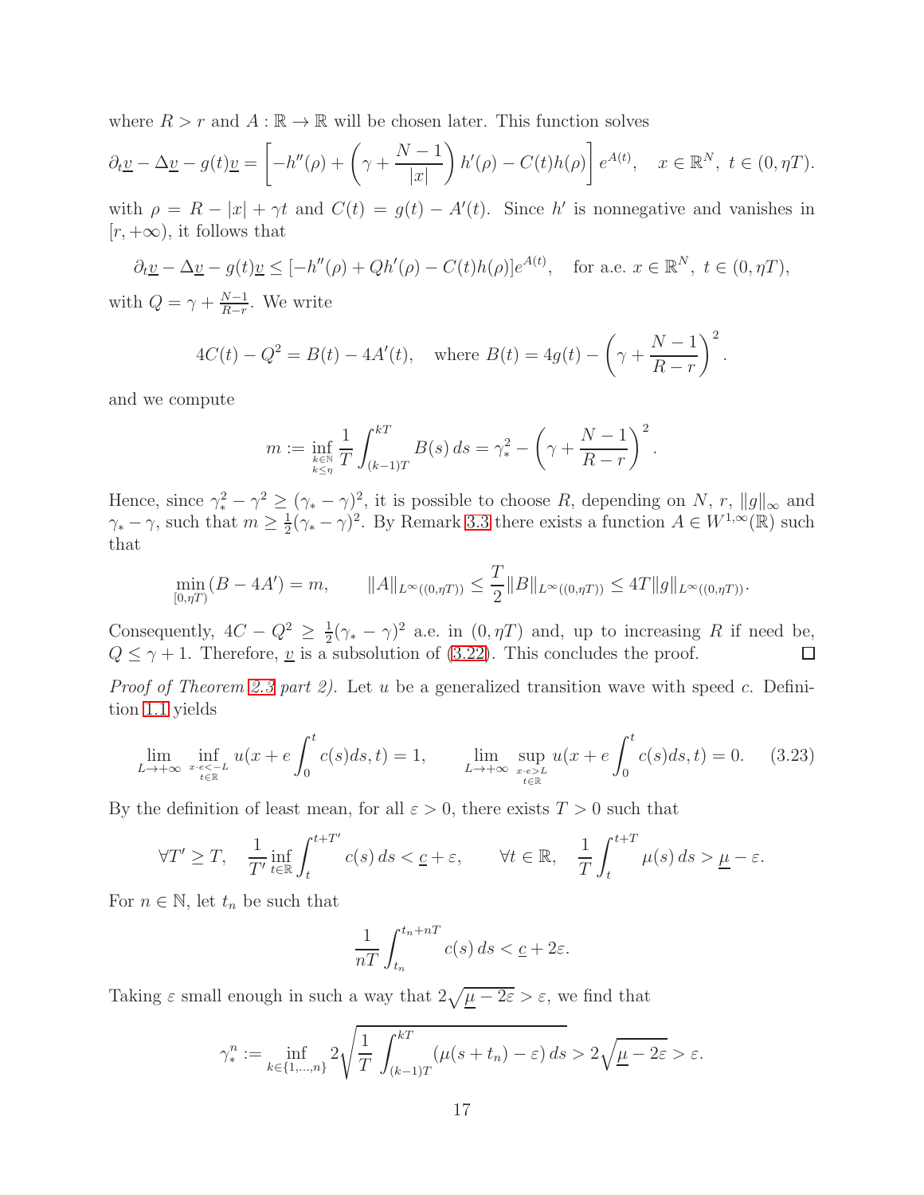where $R > r$ and $A : \mathbb{R} \to \mathbb{R}$ will be chosen later. This function solves

$$\partial_t \underline{v} - \Delta \underline{v} - g(t)\underline{v} = \left[ -h''(\rho) + \left( \gamma + \frac{N-1}{|x|} \right) h'(\rho) - C(t)h(\rho) \right] e^{A(t)}, \quad x \in \mathbb{R}^N, \ t \in (0, \eta T).$$

with $\rho = R - |x| + \gamma t$ and $C(t) = g(t) - A'(t)$. Since $h'$ is nonnegative and vanishes in $[r, +\infty)$, it follows that

$$\partial_t \underline{v} - \Delta \underline{v} - g(t)\underline{v} \leq [-h''(\rho) + Qh'(\rho) - C(t)h(\rho)]e^{A(t)}, \quad \text{for a.e. } x \in \mathbb{R}^N, \ t \in (0, \eta T),$$

with $Q = \gamma + \frac{N-1}{R-r}$. We write

$$4C(t) - Q^2 = B(t) - 4A'(t), \quad \text{where } B(t) = 4g(t) - \left( \gamma + \frac{N-1}{R-r} \right)^2.$$

and we compute

$$m := \inf_{\substack{k \in \mathbb{N} \\ k \leq \eta}} \frac{1}{T} \int_{(k-1)T}^{kT} B(s)\, ds = \gamma_*^2 - \left( \gamma + \frac{N-1}{R-r} \right)^2.$$

Hence, since $\gamma_*^2 - \gamma^2 \geq (\gamma_* - \gamma)^2$, it is possible to choose $R$, depending on $N$, $r$, $\|g\|_\infty$ and $\gamma_* - \gamma$, such that $m \geq \frac{1}{2}(\gamma_* - \gamma)^2$. By Remark 3.3 there exists a function $A \in W^{1,\infty}(\mathbb{R})$ such that

$$\min_{[0,\eta T)} (B - 4A') = m, \qquad \|A\|_{L^\infty((0,\eta T))} \leq \frac{T}{2} \|B\|_{L^\infty((0,\eta T))} \leq 4T \|g\|_{L^\infty((0,\eta T))}.$$

Consequently, $4C - Q^2 \geq \frac{1}{2}(\gamma_* - \gamma)^2$ a.e. in $(0, \eta T)$ and, up to increasing $R$ if need be, $Q \leq \gamma + 1$. Therefore, $\underline{v}$ is a subsolution of (3.22). This concludes the proof. □

*Proof of Theorem 2.3 part 2).* Let $u$ be a generalized transition wave with speed $c$. Definition 1.1 yields

$$\lim_{L \to +\infty} \inf_{\substack{x \cdot e < -L \\ t \in \mathbb{R}}} u(x + e \int_0^t c(s)ds, t) = 1, \qquad \lim_{L \to +\infty} \sup_{\substack{x \cdot e > L \\ t \in \mathbb{R}}} u(x + e \int_0^t c(s)ds, t) = 0. \tag{3.23}$$

By the definition of least mean, for all $\varepsilon > 0$, there exists $T > 0$ such that

$$\forall T' \geq T, \quad \frac{1}{T'} \inf_{t \in \mathbb{R}} \int_t^{t+T'} c(s)\, ds < \underline{c} + \varepsilon, \qquad \forall t \in \mathbb{R}, \quad \frac{1}{T} \int_t^{t+T} \mu(s)\, ds > \underline{\mu} - \varepsilon.$$

For $n \in \mathbb{N}$, let $t_n$ be such that

$$\frac{1}{nT} \int_{t_n}^{t_n + nT} c(s)\, ds < \underline{c} + 2\varepsilon.$$

Taking $\varepsilon$ small enough in such a way that $2\sqrt{\underline{\mu} - 2\varepsilon} > \varepsilon$, we find that

$$\gamma_*^n := \inf_{k \in \{1, \ldots, n\}} 2 \sqrt{\frac{1}{T} \int_{(k-1)T}^{kT} (\mu(s + t_n) - \varepsilon)\, ds} > 2\sqrt{\underline{\mu} - 2\varepsilon} > \varepsilon.$$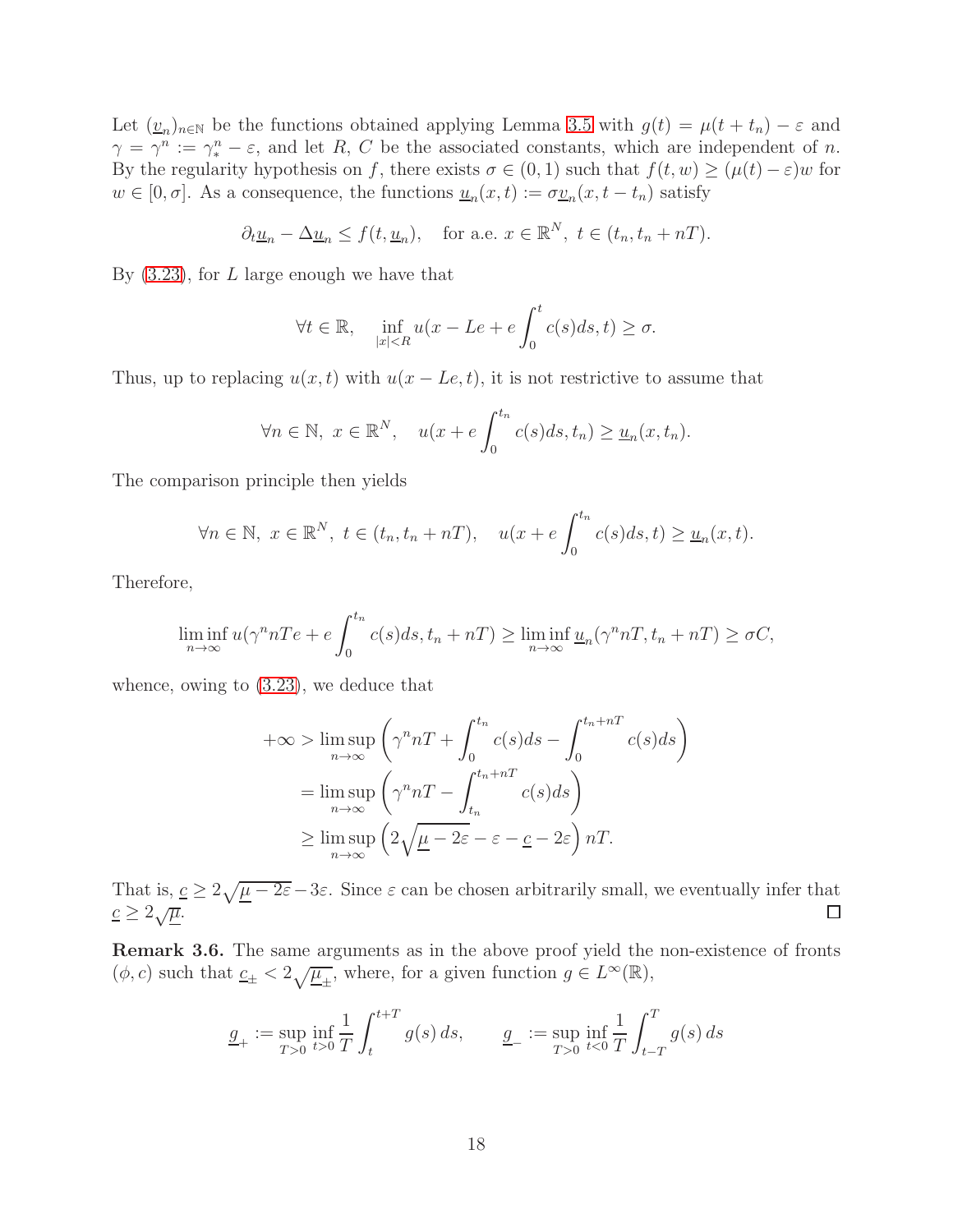Let $(\underline{v}_n)_{n\in\mathbb{N}}$ be the functions obtained applying Lemma 3.5 with $g(t) = \mu(t + t_n) - \varepsilon$ and $\gamma = \gamma^n := \gamma_*^n - \varepsilon$, and let $R$, $C$ be the associated constants, which are independent of $n$. By the regularity hypothesis on $f$, there exists $\sigma \in (0, 1)$ such that $f(t, w) \geq (\mu(t) - \varepsilon)w$ for $w \in [0, \sigma]$. As a consequence, the functions $\underline{u}_n(x, t) := \sigma\underline{v}_n(x, t - t_n)$ satisfy

$$\partial_t \underline{u}_n - \Delta \underline{u}_n \leq f(t, \underline{u}_n), \quad \text{for a.e. } x \in \mathbb{R}^N,\ t \in (t_n, t_n + nT).$$

By (3.23), for $L$ large enough we have that

$$\forall t \in \mathbb{R}, \quad \inf_{|x|<R} u(x - Le + e\int_0^t c(s)ds, t) \geq \sigma.$$

Thus, up to replacing $u(x, t)$ with $u(x - Le, t)$, it is not restrictive to assume that

$$\forall n \in \mathbb{N},\ x \in \mathbb{R}^N, \quad u(x + e\int_0^{t_n} c(s)ds, t_n) \geq \underline{u}_n(x, t_n).$$

The comparison principle then yields

$$\forall n \in \mathbb{N},\ x \in \mathbb{R}^N,\ t \in (t_n, t_n + nT), \quad u(x + e\int_0^{t_n} c(s)ds, t) \geq \underline{u}_n(x, t).$$

Therefore,

$$\liminf_{n\to\infty} u(\gamma^n nTe + e\int_0^{t_n} c(s)ds, t_n + nT) \geq \liminf_{n\to\infty} \underline{u}_n(\gamma^n nT, t_n + nT) \geq \sigma C,$$

whence, owing to (3.23), we deduce that

$$\begin{aligned}
+\infty &> \limsup_{n\to\infty} \left(\gamma^n nT + \int_0^{t_n} c(s)ds - \int_0^{t_n+nT} c(s)ds\right) \\
&= \limsup_{n\to\infty} \left(\gamma^n nT - \int_{t_n}^{t_n+nT} c(s)ds\right) \\
&\geq \limsup_{n\to\infty} \left(2\sqrt{\underline{\mu} - 2\varepsilon} - \varepsilon - \underline{c} - 2\varepsilon\right) nT.
\end{aligned}$$

That is, $\underline{c} \geq 2\sqrt{\underline{\mu} - 2\varepsilon} - 3\varepsilon$. Since $\varepsilon$ can be chosen arbitrarily small, we eventually infer that $\underline{c} \geq 2\sqrt{\underline{\mu}}$. □

**Remark 3.6.** The same arguments as in the above proof yield the non-existence of fronts $(\phi, c)$ such that $\underline{c}_\pm < 2\sqrt{\underline{\mu}_\pm}$, where, for a given function $g \in L^\infty(\mathbb{R})$,

$$\underline{g}_+ := \sup_{T>0} \inf_{t>0} \frac{1}{T} \int_t^{t+T} g(s)\,ds, \qquad \underline{g}_- := \sup_{T>0} \inf_{t<0} \frac{1}{T} \int_{t-T}^{T} g(s)\,ds$$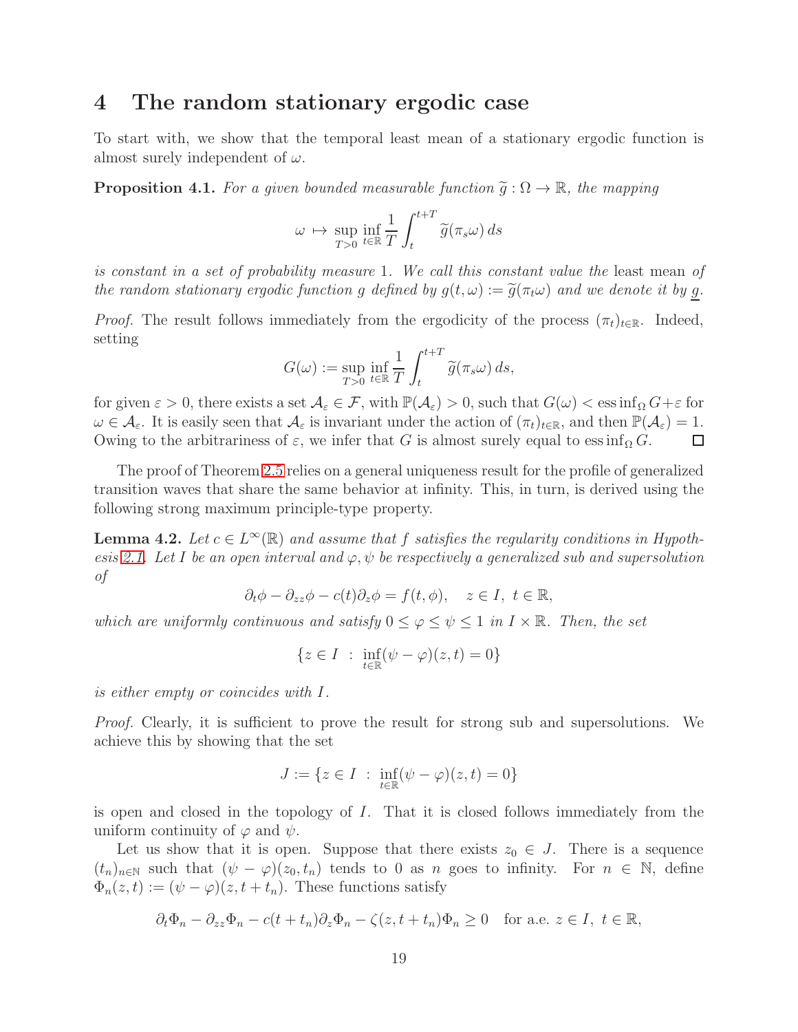# 4 The random stationary ergodic case

To start with, we show that the temporal least mean of a stationary ergodic function is almost surely independent of $\omega$.

**Proposition 4.1.** *For a given bounded measurable function $\widetilde{g} : \Omega \to \mathbb{R}$, the mapping*

$$\omega \mapsto \sup_{T>0} \inf_{t\in\mathbb{R}} \frac{1}{T} \int_t^{t+T} \widetilde{g}(\pi_s \omega)\, ds$$

*is constant in a set of probability measure 1. We call this constant value the* least mean *of the random stationary ergodic function $g$ defined by $g(t,\omega) := \widetilde{g}(\pi_t \omega)$ and we denote it by $\underline{g}$.*

*Proof.* The result follows immediately from the ergodicity of the process $(\pi_t)_{t\in\mathbb{R}}$. Indeed, setting

$$G(\omega) := \sup_{T>0} \inf_{t\in\mathbb{R}} \frac{1}{T} \int_t^{t+T} \widetilde{g}(\pi_s \omega)\, ds,$$

for given $\varepsilon > 0$, there exists a set $\mathcal{A}_\varepsilon \in \mathcal{F}$, with $\mathbb{P}(\mathcal{A}_\varepsilon) > 0$, such that $G(\omega) < \operatorname{ess\,inf}_\Omega G + \varepsilon$ for $\omega \in \mathcal{A}_\varepsilon$. It is easily seen that $\mathcal{A}_\varepsilon$ is invariant under the action of $(\pi_t)_{t\in\mathbb{R}}$, and then $\mathbb{P}(\mathcal{A}_\varepsilon) = 1$. Owing to the arbitrariness of $\varepsilon$, we infer that $G$ is almost surely equal to $\operatorname{ess\,inf}_\Omega G$. ◻

The proof of Theorem 2.5 relies on a general uniqueness result for the profile of generalized transition waves that share the same behavior at infinity. This, in turn, is derived using the following strong maximum principle-type property.

**Lemma 4.2.** *Let $c \in L^\infty(\mathbb{R})$ and assume that $f$ satisfies the regularity conditions in Hypothesis 2.1. Let $I$ be an open interval and $\varphi, \psi$ be respectively a generalized sub and supersolution of*

$$\partial_t \phi - \partial_{zz}\phi - c(t)\partial_z \phi = f(t,\phi), \quad z \in I,\ t \in \mathbb{R},$$

*which are uniformly continuous and satisfy $0 \le \varphi \le \psi \le 1$ in $I \times \mathbb{R}$. Then, the set*

$$\{z \in I \;:\; \inf_{t\in\mathbb{R}} (\psi - \varphi)(z,t) = 0\}$$

*is either empty or coincides with $I$.*

*Proof.* Clearly, it is sufficient to prove the result for strong sub and supersolutions. We achieve this by showing that the set

$$J := \{z \in I \;:\; \inf_{t\in\mathbb{R}} (\psi - \varphi)(z,t) = 0\}$$

is open and closed in the topology of $I$. That it is closed follows immediately from the uniform continuity of $\varphi$ and $\psi$.

Let us show that it is open. Suppose that there exists $z_0 \in J$. There is a sequence $(t_n)_{n\in\mathbb{N}}$ such that $(\psi - \varphi)(z_0, t_n)$ tends to 0 as $n$ goes to infinity. For $n \in \mathbb{N}$, define $\Phi_n(z,t) := (\psi - \varphi)(z, t + t_n)$. These functions satisfy

$$\partial_t \Phi_n - \partial_{zz}\Phi_n - c(t+t_n)\partial_z \Phi_n - \zeta(z, t+t_n)\Phi_n \ge 0 \quad \text{for a.e. } z \in I,\ t \in \mathbb{R},$$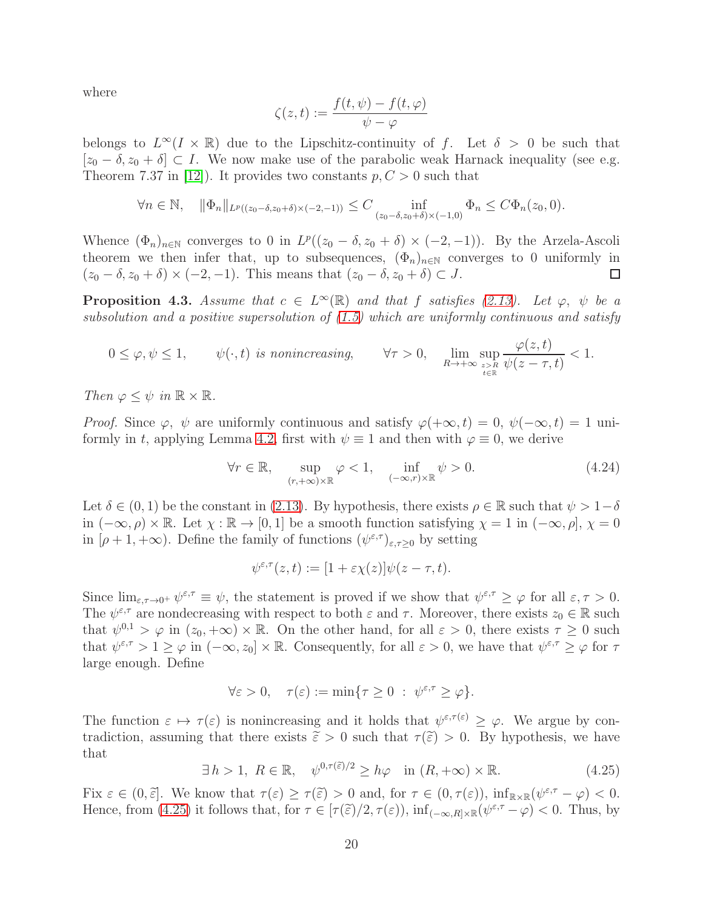where

$$\zeta(z,t) := \frac{f(t,\psi) - f(t,\varphi)}{\psi - \varphi}$$

belongs to $L^\infty(I \times \mathbb{R})$ due to the Lipschitz-continuity of $f$. Let $\delta > 0$ be such that $[z_0 - \delta, z_0 + \delta] \subset I$. We now make use of the parabolic weak Harnack inequality (see e.g. Theorem 7.37 in [12]). It provides two constants $p, C > 0$ such that

$$\forall n \in \mathbb{N}, \quad \|\Phi_n\|_{L^p((z_0-\delta,z_0+\delta)\times(-2,-1))} \leq C \inf_{(z_0-\delta,z_0+\delta)\times(-1,0)} \Phi_n \leq C\Phi_n(z_0, 0).$$

Whence $(\Phi_n)_{n\in\mathbb{N}}$ converges to 0 in $L^p((z_0 - \delta, z_0 + \delta) \times (-2,-1))$. By the Arzela-Ascoli theorem we then infer that, up to subsequences, $(\Phi_n)_{n\in\mathbb{N}}$ converges to 0 uniformly in $(z_0 - \delta, z_0 + \delta) \times (-2,-1)$. This means that $(z_0 - \delta, z_0 + \delta) \subset J$. ∎

**Proposition 4.3.** *Assume that $c \in L^\infty(\mathbb{R})$ and that $f$ satisfies (2.13). Let $\varphi$, $\psi$ be a subsolution and a positive supersolution of (1.5) which are uniformly continuous and satisfy*

$$0 \leq \varphi, \psi \leq 1, \qquad \psi(\cdot, t) \text{ is nonincreasing}, \qquad \forall \tau > 0, \quad \lim_{R\to+\infty} \sup_{\substack{z>R\\ t\in\mathbb{R}}} \frac{\varphi(z,t)}{\psi(z-\tau,t)} < 1.$$

*Then $\varphi \leq \psi$ in $\mathbb{R} \times \mathbb{R}$.*

*Proof.* Since $\varphi$, $\psi$ are uniformly continuous and satisfy $\varphi(+\infty, t) = 0$, $\psi(-\infty, t) = 1$ uniformly in $t$, applying Lemma 4.2, first with $\psi \equiv 1$ and then with $\varphi \equiv 0$, we derive

$$\forall r \in \mathbb{R}, \quad \sup_{(r,+\infty)\times\mathbb{R}} \varphi < 1, \quad \inf_{(-\infty,r)\times\mathbb{R}} \psi > 0. \tag{4.24}$$

Let $\delta \in (0,1)$ be the constant in (2.13). By hypothesis, there exists $\rho \in \mathbb{R}$ such that $\psi > 1-\delta$ in $(-\infty, \rho) \times \mathbb{R}$. Let $\chi : \mathbb{R} \to [0,1]$ be a smooth function satisfying $\chi = 1$ in $(-\infty, \rho]$, $\chi = 0$ in $[\rho + 1, +\infty)$. Define the family of functions $(\psi^{\varepsilon,\tau})_{\varepsilon,\tau\geq 0}$ by setting

$$\psi^{\varepsilon,\tau}(z,t) := [1 + \varepsilon\chi(z)]\psi(z - \tau, t).$$

Since $\lim_{\varepsilon,\tau\to 0^+} \psi^{\varepsilon,\tau} \equiv \psi$, the statement is proved if we show that $\psi^{\varepsilon,\tau} \geq \varphi$ for all $\varepsilon, \tau > 0$. The $\psi^{\varepsilon,\tau}$ are nondecreasing with respect to both $\varepsilon$ and $\tau$. Moreover, there exists $z_0 \in \mathbb{R}$ such that $\psi^{0,1} > \varphi$ in $(z_0, +\infty) \times \mathbb{R}$. On the other hand, for all $\varepsilon > 0$, there exists $\tau \geq 0$ such that $\psi^{\varepsilon,\tau} > 1 \geq \varphi$ in $(-\infty, z_0] \times \mathbb{R}$. Consequently, for all $\varepsilon > 0$, we have that $\psi^{\varepsilon,\tau} \geq \varphi$ for $\tau$ large enough. Define

$$\forall \varepsilon > 0, \quad \tau(\varepsilon) := \min\{\tau \geq 0 \ : \ \psi^{\varepsilon,\tau} \geq \varphi\}.$$

The function $\varepsilon \mapsto \tau(\varepsilon)$ is nonincreasing and it holds that $\psi^{\varepsilon,\tau(\varepsilon)} \geq \varphi$. We argue by contradiction, assuming that there exists $\widetilde{\varepsilon} > 0$ such that $\tau(\widetilde{\varepsilon}) > 0$. By hypothesis, we have that

$$\exists\, h > 1,\ R \in \mathbb{R}, \quad \psi^{0,\tau(\widetilde{\varepsilon})/2} \geq h\varphi \quad \text{in } (R, +\infty) \times \mathbb{R}. \tag{4.25}$$

Fix $\varepsilon \in (0, \widetilde{\varepsilon}]$. We know that $\tau(\varepsilon) \geq \tau(\widetilde{\varepsilon}) > 0$ and, for $\tau \in (0, \tau(\varepsilon))$, $\inf_{\mathbb{R}\times\mathbb{R}}(\psi^{\varepsilon,\tau} - \varphi) < 0$. Hence, from (4.25) it follows that, for $\tau \in [\tau(\widetilde{\varepsilon})/2, \tau(\varepsilon))$, $\inf_{(-\infty,R]\times\mathbb{R}}(\psi^{\varepsilon,\tau} - \varphi) < 0$. Thus, by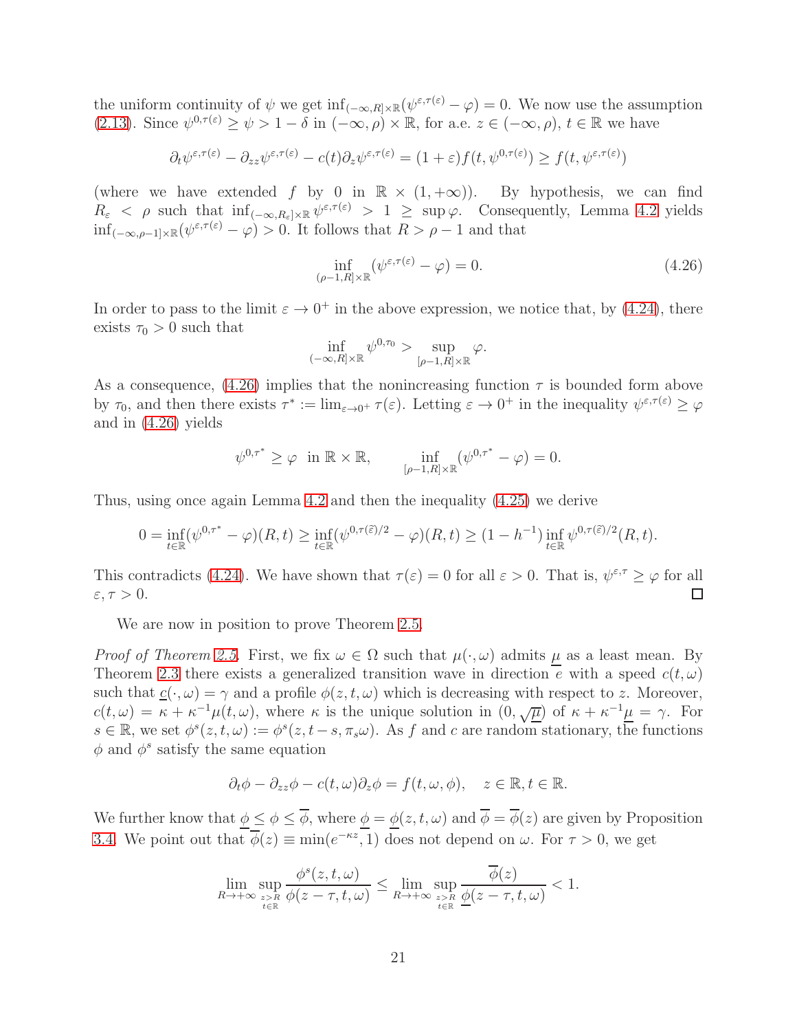the uniform continuity of $\psi$ we get $\inf_{(-\infty,R]\times\mathbb{R}}(\psi^{\varepsilon,\tau(\varepsilon)}-\varphi)=0$. We now use the assumption (2.13). Since $\psi^{0,\tau(\varepsilon)}\geq\psi>1-\delta$ in $(-\infty,\rho)\times\mathbb{R}$, for a.e. $z\in(-\infty,\rho)$, $t\in\mathbb{R}$ we have

$$\partial_t\psi^{\varepsilon,\tau(\varepsilon)}-\partial_{zz}\psi^{\varepsilon,\tau(\varepsilon)}-c(t)\partial_z\psi^{\varepsilon,\tau(\varepsilon)}=(1+\varepsilon)f(t,\psi^{0,\tau(\varepsilon)})\geq f(t,\psi^{\varepsilon,\tau(\varepsilon)})$$

(where we have extended $f$ by 0 in $\mathbb{R}\times(1,+\infty)$). By hypothesis, we can find $R_\varepsilon<\rho$ such that $\inf_{(-\infty,R_\varepsilon]\times\mathbb{R}}\psi^{\varepsilon,\tau(\varepsilon)}>1\geq\sup\varphi$. Consequently, Lemma 4.2 yields $\inf_{(-\infty,\rho-1]\times\mathbb{R}}(\psi^{\varepsilon,\tau(\varepsilon)}-\varphi)>0$. It follows that $R>\rho-1$ and that

$$\inf_{(\rho-1,R]\times\mathbb{R}}(\psi^{\varepsilon,\tau(\varepsilon)}-\varphi)=0. \tag{4.26}$$

In order to pass to the limit $\varepsilon\to0^+$ in the above expression, we notice that, by (4.24), there exists $\tau_0>0$ such that

$$\inf_{(-\infty,R]\times\mathbb{R}}\psi^{0,\tau_0}>\sup_{[\rho-1,R]\times\mathbb{R}}\varphi.$$

As a consequence, (4.26) implies that the nonincreasing function $\tau$ is bounded form above by $\tau_0$, and then there exists $\tau^*:=\lim_{\varepsilon\to0^+}\tau(\varepsilon)$. Letting $\varepsilon\to0^+$ in the inequality $\psi^{\varepsilon,\tau(\varepsilon)}\geq\varphi$ and in (4.26) yields

$$\psi^{0,\tau^*}\geq\varphi\ \text{ in }\mathbb{R}\times\mathbb{R},\qquad \inf_{[\rho-1,R]\times\mathbb{R}}(\psi^{0,\tau^*}-\varphi)=0.$$

Thus, using once again Lemma 4.2 and then the inequality (4.25) we derive

$$0=\inf_{t\in\mathbb{R}}(\psi^{0,\tau^*}-\varphi)(R,t)\geq\inf_{t\in\mathbb{R}}(\psi^{0,\tau(\tilde\varepsilon)/2}-\varphi)(R,t)\geq(1-h^{-1})\inf_{t\in\mathbb{R}}\psi^{0,\tau(\tilde\varepsilon)/2}(R,t).$$

This contradicts (4.24). We have shown that $\tau(\varepsilon)=0$ for all $\varepsilon>0$. That is, $\psi^{\varepsilon,\tau}\geq\varphi$ for all $\varepsilon,\tau>0$. □

We are now in position to prove Theorem 2.5.

*Proof of Theorem 2.5.* First, we fix $\omega\in\Omega$ such that $\mu(\cdot,\omega)$ admits $\underline{\mu}$ as a least mean. By Theorem 2.3 there exists a generalized transition wave in direction $e$ with a speed $c(t,\omega)$ such that $\underline{c}(\cdot,\omega)=\gamma$ and a profile $\phi(z,t,\omega)$ which is decreasing with respect to $z$. Moreover, $c(t,\omega)=\kappa+\kappa^{-1}\mu(t,\omega)$, where $\kappa$ is the unique solution in $(0,\sqrt{\underline{\mu}})$ of $\kappa+\kappa^{-1}\underline{\mu}=\gamma$. For $s\in\mathbb{R}$, we set $\phi^s(z,t,\omega):=\phi^s(z,t-s,\pi_s\omega)$. As $f$ and $c$ are random stationary, the functions $\phi$ and $\phi^s$ satisfy the same equation

$$\partial_t\phi-\partial_{zz}\phi-c(t,\omega)\partial_z\phi=f(t,\omega,\phi),\quad z\in\mathbb{R},t\in\mathbb{R}.$$

We further know that $\underline{\phi}\leq\phi\leq\overline{\phi}$, where $\underline{\phi}=\underline{\phi}(z,t,\omega)$ and $\overline{\phi}=\overline{\phi}(z)$ are given by Proposition 3.4. We point out that $\overline{\phi}(z)\equiv\min(e^{-\kappa z},1)$ does not depend on $\omega$. For $\tau>0$, we get

$$\lim_{R\to+\infty}\sup_{\substack{z>R\\t\in\mathbb{R}}}\frac{\phi^s(z,t,\omega)}{\phi(z-\tau,t,\omega)}\leq\lim_{R\to+\infty}\sup_{\substack{z>R\\t\in\mathbb{R}}}\frac{\overline{\phi}(z)}{\underline{\phi}(z-\tau,t,\omega)}<1.$$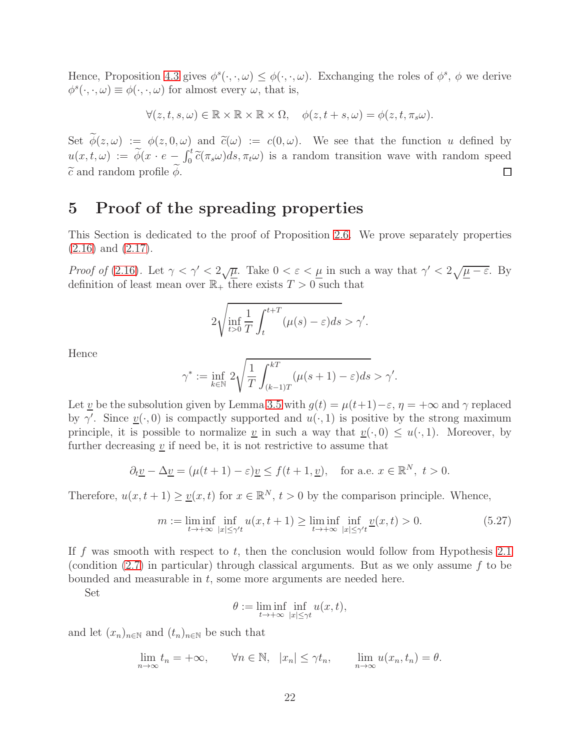Hence, Proposition 4.3 gives $\phi^s(\cdot,\cdot,\omega) \leq \phi(\cdot,\cdot,\omega)$. Exchanging the roles of $\phi^s$, $\phi$ we derive $\phi^s(\cdot,\cdot,\omega) \equiv \phi(\cdot,\cdot,\omega)$ for almost every $\omega$, that is,

$$\forall (z,t,s,\omega) \in \mathbb{R} \times \mathbb{R} \times \mathbb{R} \times \Omega, \quad \phi(z,t+s,\omega) = \phi(z,t,\pi_s\omega).$$

Set $\widetilde{\phi}(z,\omega) := \phi(z,0,\omega)$ and $\widetilde{c}(\omega) := c(0,\omega)$. We see that the function $u$ defined by $u(x,t,\omega) := \widetilde{\phi}(x \cdot e - \int_0^t \widetilde{c}(\pi_s\omega)ds, \pi_t\omega)$ is a random transition wave with random speed $\widetilde{c}$ and random profile $\widetilde{\phi}$. $\square$

# 5 Proof of the spreading properties

This Section is dedicated to the proof of Proposition 2.6. We prove separately properties (2.16) and (2.17).

*Proof of* (2.16). Let $\gamma < \gamma' < 2\sqrt{\underline{\mu}}$. Take $0 < \varepsilon < \underline{\mu}$ in such a way that $\gamma' < 2\sqrt{\underline{\mu} - \varepsilon}$. By definition of least mean over $\mathbb{R}_+$ there exists $T > 0$ such that

$$2\sqrt{\inf_{t>0} \frac{1}{T}\int_t^{t+T} (\mu(s) - \varepsilon)ds} > \gamma'.$$

Hence

$$\gamma^* := \inf_{k \in \mathbb{N}} 2\sqrt{\frac{1}{T}\int_{(k-1)T}^{kT} (\mu(s+1) - \varepsilon)ds} > \gamma'.$$

Let $\underline{v}$ be the subsolution given by Lemma 3.5 with $g(t) = \mu(t+1) - \varepsilon$, $\eta = +\infty$ and $\gamma$ replaced by $\gamma'$. Since $\underline{v}(\cdot,0)$ is compactly supported and $u(\cdot,1)$ is positive by the strong maximum principle, it is possible to normalize $\underline{v}$ in such a way that $\underline{v}(\cdot,0) \leq u(\cdot,1)$. Moreover, by further decreasing $\underline{v}$ if need be, it is not restrictive to assume that

$$\partial_t \underline{v} - \Delta \underline{v} = (\mu(t+1) - \varepsilon)\underline{v} \leq f(t+1,\underline{v}), \quad \text{for a.e. } x \in \mathbb{R}^N,\ t > 0.$$

Therefore, $u(x,t+1) \geq \underline{v}(x,t)$ for $x \in \mathbb{R}^N$, $t > 0$ by the comparison principle. Whence,

$$m := \liminf_{t \to +\infty} \inf_{|x| \leq \gamma' t} u(x,t+1) \geq \liminf_{t \to +\infty} \inf_{|x| \leq \gamma' t} \underline{v}(x,t) > 0. \tag{5.27}$$

If $f$ was smooth with respect to $t$, then the conclusion would follow from Hypothesis 2.1 (condition (2.7) in particular) through classical arguments. But as we only assume $f$ to be bounded and measurable in $t$, some more arguments are needed here.

Set

$$\theta := \liminf_{t \to +\infty} \inf_{|x| \leq \gamma t} u(x,t),$$

and let $(x_n)_{n \in \mathbb{N}}$ and $(t_n)_{n \in \mathbb{N}}$ be such that

$$\lim_{n \to \infty} t_n = +\infty, \qquad \forall n \in \mathbb{N},\ \ |x_n| \leq \gamma t_n, \qquad \lim_{n \to \infty} u(x_n,t_n) = \theta.$$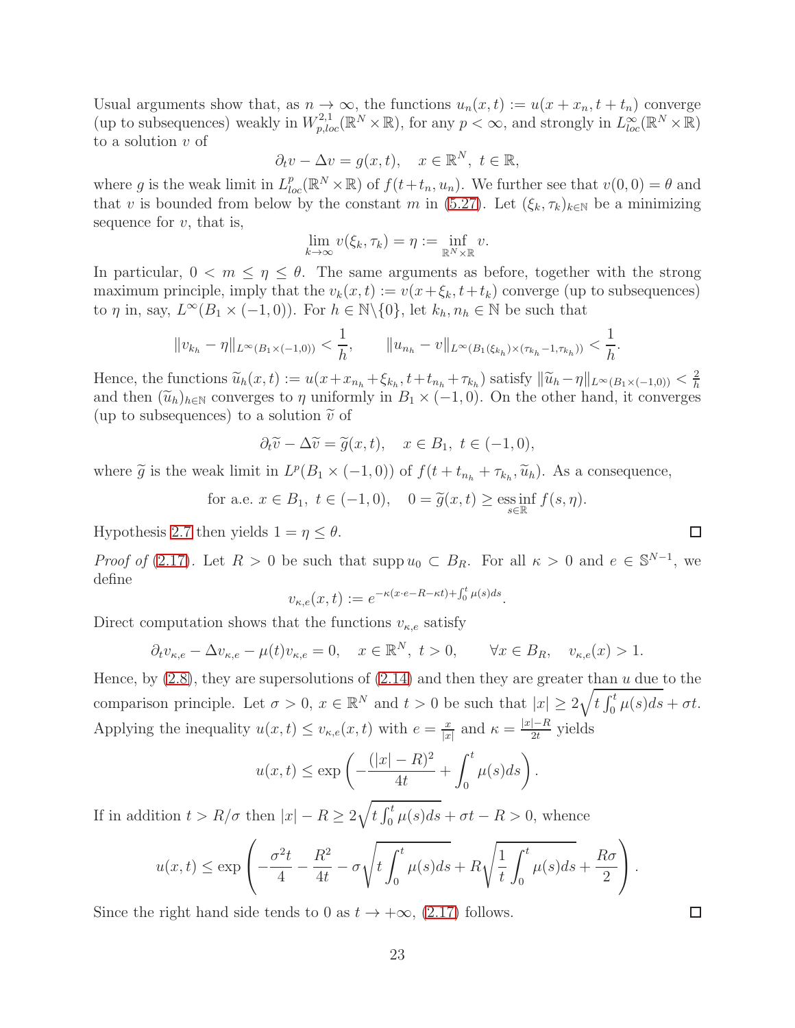Usual arguments show that, as $n \to \infty$, the functions $u_n(x,t) := u(x+x_n, t+t_n)$ converge (up to subsequences) weakly in $W^{2,1}_{p,loc}(\mathbb{R}^N \times \mathbb{R})$, for any $p < \infty$, and strongly in $L^\infty_{loc}(\mathbb{R}^N \times \mathbb{R})$ to a solution $v$ of

$$\partial_t v - \Delta v = g(x,t), \quad x \in \mathbb{R}^N, \ t \in \mathbb{R},$$

where $g$ is the weak limit in $L^p_{loc}(\mathbb{R}^N \times \mathbb{R})$ of $f(t+t_n, u_n)$. We further see that $v(0,0) = \theta$ and that $v$ is bounded from below by the constant $m$ in (5.27). Let $(\xi_k, \tau_k)_{k\in\mathbb{N}}$ be a minimizing sequence for $v$, that is,

$$\lim_{k\to\infty} v(\xi_k, \tau_k) = \eta := \inf_{\mathbb{R}^N \times \mathbb{R}} v.$$

In particular, $0 < m \leq \eta \leq \theta$. The same arguments as before, together with the strong maximum principle, imply that the $v_k(x,t) := v(x+\xi_k, t+t_k)$ converge (up to subsequences) to $\eta$ in, say, $L^\infty(B_1 \times (-1,0))$. For $h \in \mathbb{N}\backslash\{0\}$, let $k_h, n_h \in \mathbb{N}$ be such that

$$\|v_{k_h} - \eta\|_{L^\infty(B_1\times(-1,0))} < \frac{1}{h}, \qquad \|u_{n_h} - v\|_{L^\infty(B_1(\xi_{k_h})\times(\tau_{k_h}-1,\tau_{k_h}))} < \frac{1}{h}.$$

Hence, the functions $\widetilde{u}_h(x,t) := u(x+x_{n_h}+\xi_{k_h}, t+t_{n_h}+\tau_{k_h})$ satisfy $\|\widetilde{u}_h - \eta\|_{L^\infty(B_1\times(-1,0))} < \frac{2}{h}$ and then $(\widetilde{u}_h)_{h\in\mathbb{N}}$ converges to $\eta$ uniformly in $B_1 \times (-1,0)$. On the other hand, it converges (up to subsequences) to a solution $\widetilde{v}$ of

$$\partial_t \widetilde{v} - \Delta \widetilde{v} = \widetilde{g}(x,t), \quad x \in B_1, \ t \in (-1,0),$$

where $\widetilde{g}$ is the weak limit in $L^p(B_1 \times (-1,0))$ of $f(t+t_{n_h}+\tau_{k_h}, \widetilde{u}_h)$. As a consequence,

$$\text{for a.e. } x \in B_1, \ t \in (-1,0), \quad 0 = \widetilde{g}(x,t) \geq \operatorname*{ess\,inf}_{s\in\mathbb{R}} f(s,\eta).$$

Hypothesis 2.7 then yields $1 = \eta \leq \theta$. ∎

*Proof of* (2.17). Let $R > 0$ be such that $\operatorname{supp} u_0 \subset B_R$. For all $\kappa > 0$ and $e \in \mathbb{S}^{N-1}$, we define

$$v_{\kappa,e}(x,t) := e^{-\kappa(x\cdot e - R - \kappa t) + \int_0^t \mu(s)ds}.$$

Direct computation shows that the functions $v_{\kappa,e}$ satisfy

$$\partial_t v_{\kappa,e} - \Delta v_{\kappa,e} - \mu(t) v_{\kappa,e} = 0, \quad x \in \mathbb{R}^N, \ t > 0, \qquad \forall x \in B_R, \quad v_{\kappa,e}(x) > 1.$$

Hence, by (2.8), they are supersolutions of (2.14) and then they are greater than $u$ due to the comparison principle. Let $\sigma > 0$, $x \in \mathbb{R}^N$ and $t > 0$ be such that $|x| \geq 2\sqrt{t\int_0^t \mu(s)ds} + \sigma t$. Applying the inequality $u(x,t) \leq v_{\kappa,e}(x,t)$ with $e = \frac{x}{|x|}$ and $\kappa = \frac{|x|-R}{2t}$ yields

$$u(x,t) \leq \exp\left(-\frac{(|x|-R)^2}{4t} + \int_0^t \mu(s)ds\right).$$

If in addition $t > R/\sigma$ then $|x| - R \geq 2\sqrt{t\int_0^t \mu(s)ds} + \sigma t - R > 0$, whence

$$u(x,t) \leq \exp\left(-\frac{\sigma^2 t}{4} - \frac{R^2}{4t} - \sigma\sqrt{t\int_0^t \mu(s)ds} + R\sqrt{\frac{1}{t}\int_0^t \mu(s)ds} + \frac{R\sigma}{2}\right).$$

Since the right hand side tends to 0 as $t \to +\infty$, (2.17) follows. ∎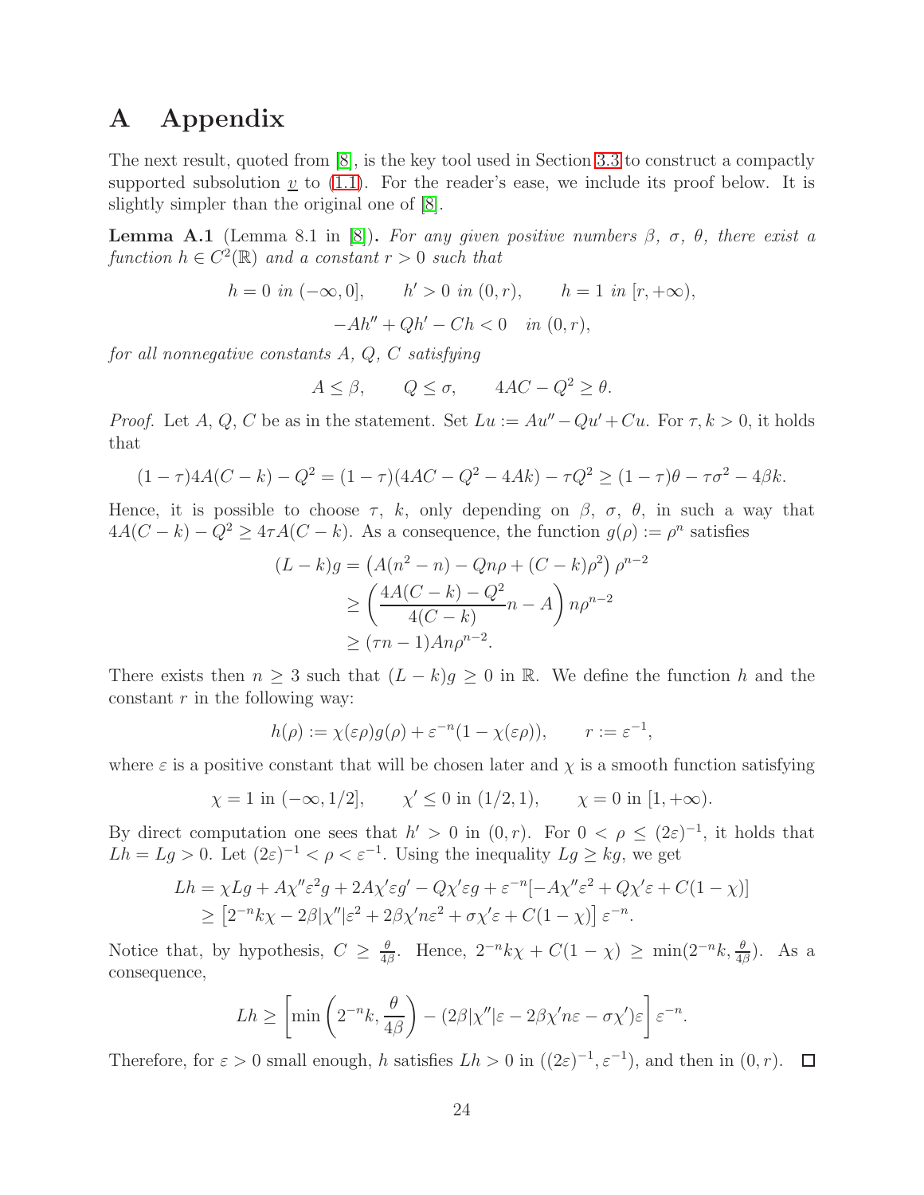# A Appendix

The next result, quoted from [8], is the key tool used in Section 3.3 to construct a compactly supported subsolution $\underline{v}$ to (1.1). For the reader's ease, we include its proof below. It is slightly simpler than the original one of [8].

**Lemma A.1** (Lemma 8.1 in [8])**.** *For any given positive numbers $\beta$, $\sigma$, $\theta$, there exist a function $h \in C^2(\mathbb{R})$ and a constant $r > 0$ such that*

$$h = 0 \text{ in } (-\infty, 0], \qquad h' > 0 \text{ in } (0, r), \qquad h = 1 \text{ in } [r, +\infty),$$

$$-Ah'' + Qh' - Ch < 0 \quad \text{in } (0, r),$$

*for all nonnegative constants $A$, $Q$, $C$ satisfying*

$$A \leq \beta, \qquad Q \leq \sigma, \qquad 4AC - Q^2 \geq \theta.$$

*Proof.* Let $A$, $Q$, $C$ be as in the statement. Set $Lu := Au'' - Qu' + Cu$. For $\tau, k > 0$, it holds that

$$(1-\tau)4A(C-k) - Q^2 = (1-\tau)(4AC - Q^2 - 4Ak) - \tau Q^2 \geq (1-\tau)\theta - \tau\sigma^2 - 4\beta k.$$

Hence, it is possible to choose $\tau$, $k$, only depending on $\beta$, $\sigma$, $\theta$, in such a way that $4A(C-k) - Q^2 \geq 4\tau A(C-k)$. As a consequence, the function $g(\rho) := \rho^n$ satisfies

$$\begin{aligned}
(L-k)g &= \left(A(n^2 - n) - Qn\rho + (C-k)\rho^2\right)\rho^{n-2} \\
&\geq \left(\frac{4A(C-k) - Q^2}{4(C-k)}n - A\right) n\rho^{n-2} \\
&\geq (\tau n - 1)An\rho^{n-2}.
\end{aligned}$$

There exists then $n \geq 3$ such that $(L-k)g \geq 0$ in $\mathbb{R}$. We define the function $h$ and the constant $r$ in the following way:

$$h(\rho) := \chi(\varepsilon\rho)g(\rho) + \varepsilon^{-n}(1 - \chi(\varepsilon\rho)), \qquad r := \varepsilon^{-1},$$

where $\varepsilon$ is a positive constant that will be chosen later and $\chi$ is a smooth function satisfying

$$\chi = 1 \text{ in } (-\infty, 1/2], \qquad \chi' \leq 0 \text{ in } (1/2, 1), \qquad \chi = 0 \text{ in } [1, +\infty).$$

By direct computation one sees that $h' > 0$ in $(0, r)$. For $0 < \rho \leq (2\varepsilon)^{-1}$, it holds that $Lh = Lg > 0$. Let $(2\varepsilon)^{-1} < \rho < \varepsilon^{-1}$. Using the inequality $Lg \geq kg$, we get

$$\begin{aligned}
Lh &= \chi Lg + A\chi''\varepsilon^2 g + 2A\chi'\varepsilon g' - Q\chi'\varepsilon g + \varepsilon^{-n}[-A\chi''\varepsilon^2 + Q\chi'\varepsilon + C(1-\chi)] \\
&\geq \left[2^{-n}k\chi - 2\beta|\chi''|\varepsilon^2 + 2\beta\chi' n\varepsilon^2 + \sigma\chi'\varepsilon + C(1-\chi)\right]\varepsilon^{-n}.
\end{aligned}$$

Notice that, by hypothesis, $C \geq \frac{\theta}{4\beta}$. Hence, $2^{-n}k\chi + C(1-\chi) \geq \min(2^{-n}k, \frac{\theta}{4\beta})$. As a consequence,

$$Lh \geq \left[\min\left(2^{-n}k, \frac{\theta}{4\beta}\right) - (2\beta|\chi''|\varepsilon - 2\beta\chi' n\varepsilon - \sigma\chi')\varepsilon\right]\varepsilon^{-n}.$$

Therefore, for $\varepsilon > 0$ small enough, $h$ satisfies $Lh > 0$ in $((2\varepsilon)^{-1}, \varepsilon^{-1})$, and then in $(0, r)$. $\square$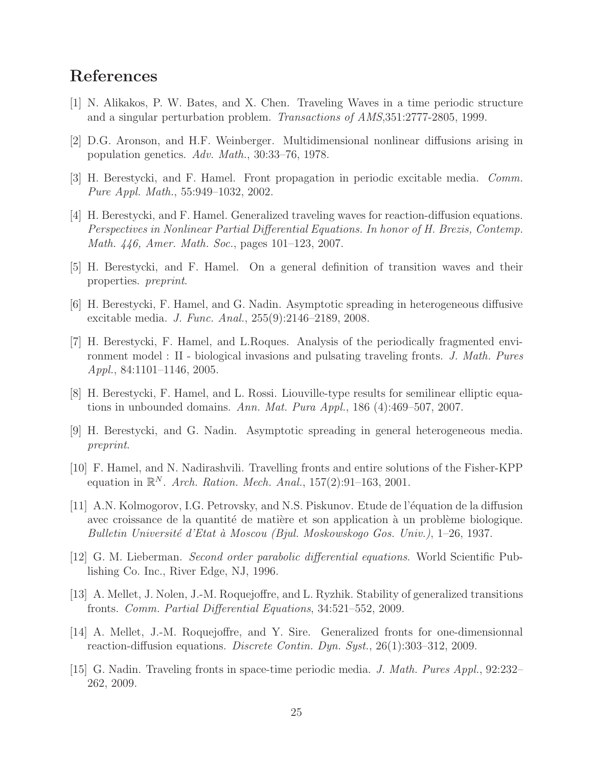## References

[1] N. Alikakos, P. W. Bates, and X. Chen. Traveling Waves in a time periodic structure and a singular perturbation problem. *Transactions of AMS*,351:2777-2805, 1999.

[2] D.G. Aronson, and H.F. Weinberger. Multidimensional nonlinear diffusions arising in population genetics. *Adv. Math.*, 30:33–76, 1978.

[3] H. Berestycki, and F. Hamel. Front propagation in periodic excitable media. *Comm. Pure Appl. Math.*, 55:949–1032, 2002.

[4] H. Berestycki, and F. Hamel. Generalized traveling waves for reaction-diffusion equations. *Perspectives in Nonlinear Partial Differential Equations. In honor of H. Brezis, Contemp. Math. 446, Amer. Math. Soc.*, pages 101–123, 2007.

[5] H. Berestycki, and F. Hamel. On a general definition of transition waves and their properties. *preprint*.

[6] H. Berestycki, F. Hamel, and G. Nadin. Asymptotic spreading in heterogeneous diffusive excitable media. *J. Func. Anal.*, 255(9):2146–2189, 2008.

[7] H. Berestycki, F. Hamel, and L.Roques. Analysis of the periodically fragmented environment model : II - biological invasions and pulsating traveling fronts. *J. Math. Pures Appl.*, 84:1101–1146, 2005.

[8] H. Berestycki, F. Hamel, and L. Rossi. Liouville-type results for semilinear elliptic equations in unbounded domains. *Ann. Mat. Pura Appl.*, 186 (4):469–507, 2007.

[9] H. Berestycki, and G. Nadin. Asymptotic spreading in general heterogeneous media. *preprint*.

[10] F. Hamel, and N. Nadirashvili. Travelling fronts and entire solutions of the Fisher-KPP equation in $\mathbb{R}^N$. *Arch. Ration. Mech. Anal.*, 157(2):91–163, 2001.

[11] A.N. Kolmogorov, I.G. Petrovsky, and N.S. Piskunov. Etude de l'équation de la diffusion avec croissance de la quantité de matière et son application à un problème biologique. *Bulletin Université d'Etat à Moscou (Bjul. Moskowskogo Gos. Univ.)*, 1–26, 1937.

[12] G. M. Lieberman. *Second order parabolic differential equations*. World Scientific Publishing Co. Inc., River Edge, NJ, 1996.

[13] A. Mellet, J. Nolen, J.-M. Roquejoffre, and L. Ryzhik. Stability of generalized transitions fronts. *Comm. Partial Differential Equations*, 34:521–552, 2009.

[14] A. Mellet, J.-M. Roquejoffre, and Y. Sire. Generalized fronts for one-dimensionnal reaction-diffusion equations. *Discrete Contin. Dyn. Syst.*, 26(1):303–312, 2009.

[15] G. Nadin. Traveling fronts in space-time periodic media. *J. Math. Pures Appl.*, 92:232–262, 2009.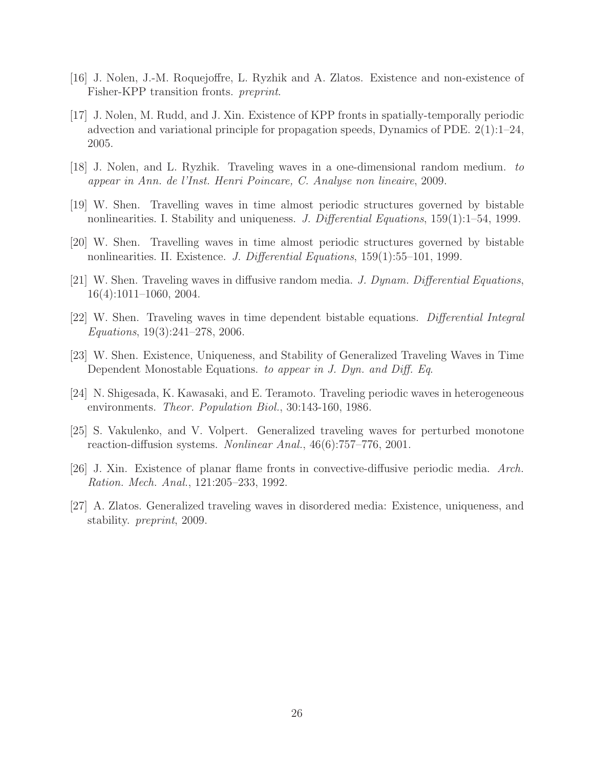[16] J. Nolen, J.-M. Roquejoffre, L. Ryzhik and A. Zlatos. Existence and non-existence of Fisher-KPP transition fronts. *preprint*.

[17] J. Nolen, M. Rudd, and J. Xin. Existence of KPP fronts in spatially-temporally periodic advection and variational principle for propagation speeds, Dynamics of PDE. 2(1):1–24, 2005.

[18] J. Nolen, and L. Ryzhik. Traveling waves in a one-dimensional random medium. *to appear in Ann. de l'Inst. Henri Poincare, C. Analyse non lineaire*, 2009.

[19] W. Shen. Travelling waves in time almost periodic structures governed by bistable nonlinearities. I. Stability and uniqueness. *J. Differential Equations*, 159(1):1–54, 1999.

[20] W. Shen. Travelling waves in time almost periodic structures governed by bistable nonlinearities. II. Existence. *J. Differential Equations*, 159(1):55–101, 1999.

[21] W. Shen. Traveling waves in diffusive random media. *J. Dynam. Differential Equations*, 16(4):1011–1060, 2004.

[22] W. Shen. Traveling waves in time dependent bistable equations. *Differential Integral Equations*, 19(3):241–278, 2006.

[23] W. Shen. Existence, Uniqueness, and Stability of Generalized Traveling Waves in Time Dependent Monostable Equations. *to appear in J. Dyn. and Diff. Eq*.

[24] N. Shigesada, K. Kawasaki, and E. Teramoto. Traveling periodic waves in heterogeneous environments. *Theor. Population Biol.*, 30:143-160, 1986.

[25] S. Vakulenko, and V. Volpert. Generalized traveling waves for perturbed monotone reaction-diffusion systems. *Nonlinear Anal.*, 46(6):757–776, 2001.

[26] J. Xin. Existence of planar flame fronts in convective-diffusive periodic media. *Arch. Ration. Mech. Anal.*, 121:205–233, 1992.

[27] A. Zlatos. Generalized traveling waves in disordered media: Existence, uniqueness, and stability. *preprint*, 2009.